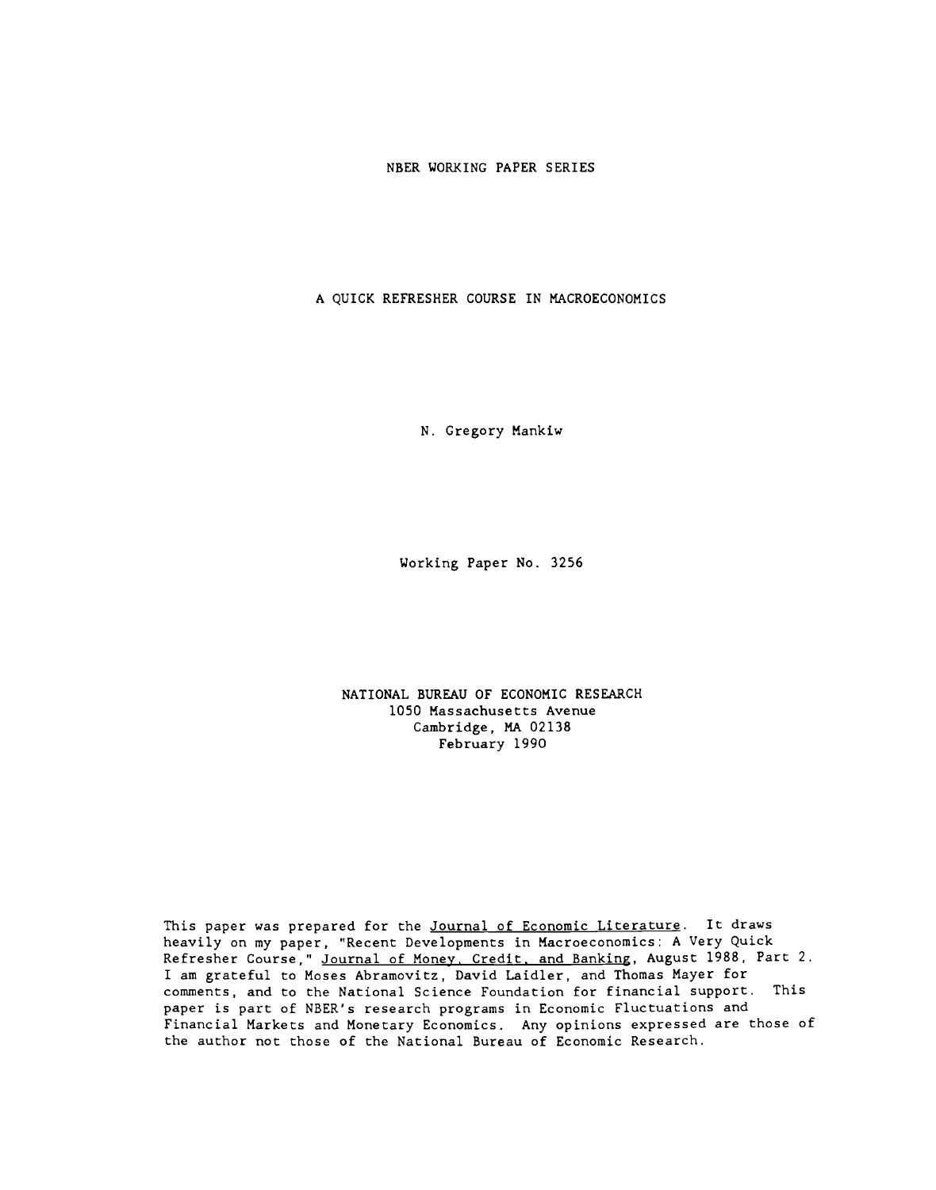NBER WORKING PAPER SERIES

# A QUICK REFRESHER COURSE IN MACROECONOMICS

N. Gregory Mankiw

Working Paper No. 3256

NATIONAL BUREAU OF ECONOMIC RESEARCH
1050 Massachusetts Avenue
Cambridge, MA 02138
February 1990

This paper was prepared for the Journal of Economic Literature. It draws heavily on my paper, "Recent Developments in Macroeconomics: A Very Quick Refresher Course," Journal of Money, Credit, and Banking, August 1988, Part 2. I am grateful to Moses Abramovitz, David Laidler, and Thomas Mayer for comments, and to the National Science Foundation for financial support. This paper is part of NBER's research programs in Economic Fluctuations and Financial Markets and Monetary Economics. Any opinions expressed are those of the author not those of the National Bureau of Economic Research.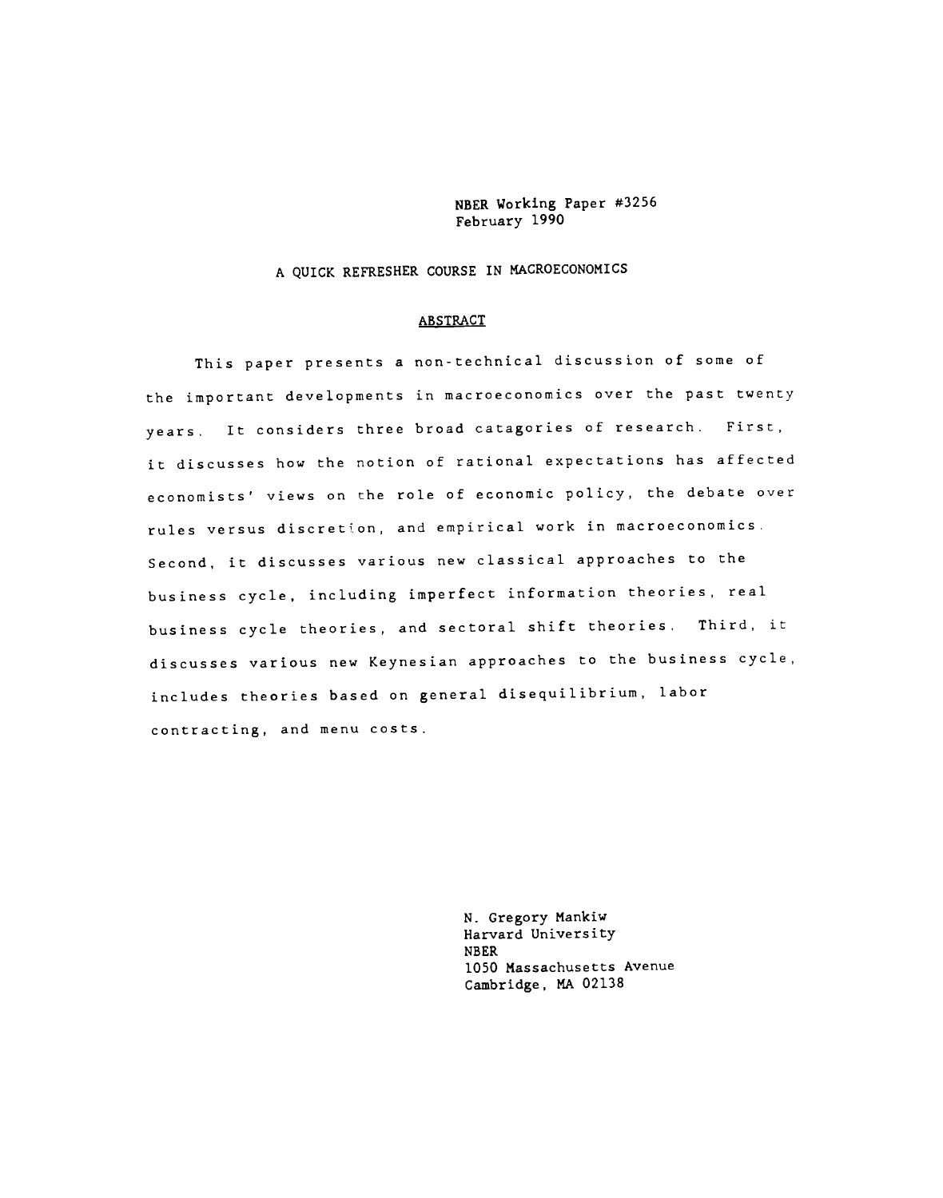NBER Working Paper #3256
February 1990

A QUICK REFRESHER COURSE IN MACROECONOMICS

## ABSTRACT

This paper presents a non-technical discussion of some of the important developments in macroeconomics over the past twenty years. It considers three broad catagories of research. First, it discusses how the notion of rational expectations has affected economists' views on the role of economic policy, the debate over rules versus discretion, and empirical work in macroeconomics. Second, it discusses various new classical approaches to the business cycle, including imperfect information theories, real business cycle theories, and sectoral shift theories. Third, it discusses various new Keynesian approaches to the business cycle, includes theories based on general disequilibrium, labor contracting, and menu costs.

N. Gregory Mankiw
Harvard University
NBER
1050 Massachusetts Avenue
Cambridge, MA 02138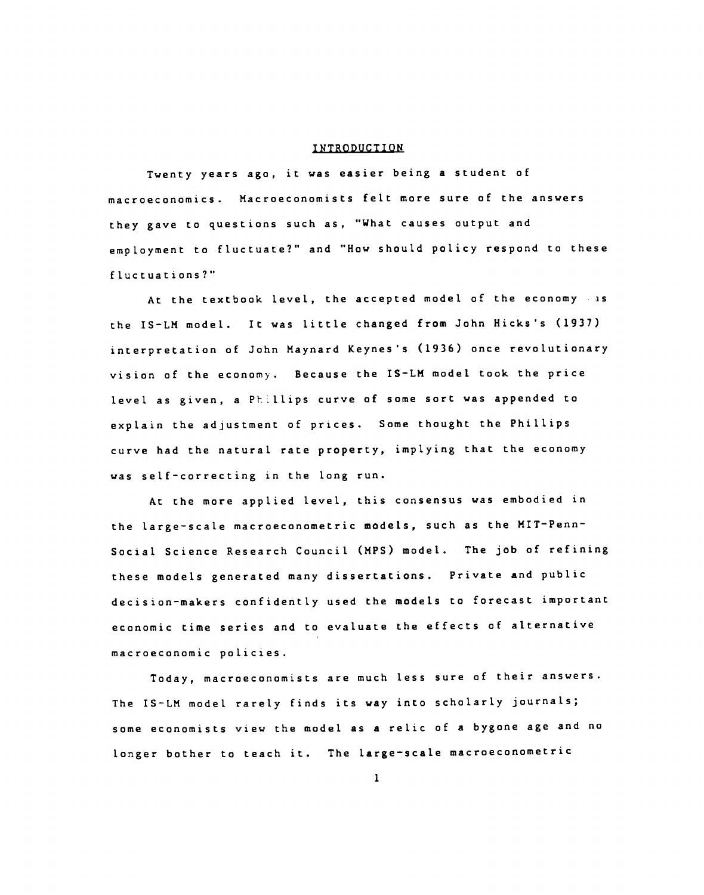## INTRODUCTION

Twenty years ago, it was easier being a student of macroeconomics. Macroeconomists felt more sure of the answers they gave to questions such as, "What causes output and employment to fluctuate?" and "How should policy respond to these fluctuations?"

At the textbook level, the accepted model of the economy was the IS-LM model. It was little changed from John Hicks's (1937) interpretation of John Maynard Keynes's (1936) once revolutionary vision of the economy. Because the IS-LM model took the price level as given, a Phillips curve of some sort was appended to explain the adjustment of prices. Some thought the Phillips curve had the natural rate property, implying that the economy was self-correcting in the long run.

At the more applied level, this consensus was embodied in the large-scale macroeconometric models, such as the MIT-Penn-Social Science Research Council (MPS) model. The job of refining these models generated many dissertations. Private and public decision-makers confidently used the models to forecast important economic time series and to evaluate the effects of alternative macroeconomic policies.

Today, macroeconomists are much less sure of their answers. The IS-LM model rarely finds its way into scholarly journals; some economists view the model as a relic of a bygone age and no longer bother to teach it. The large-scale macroeconometric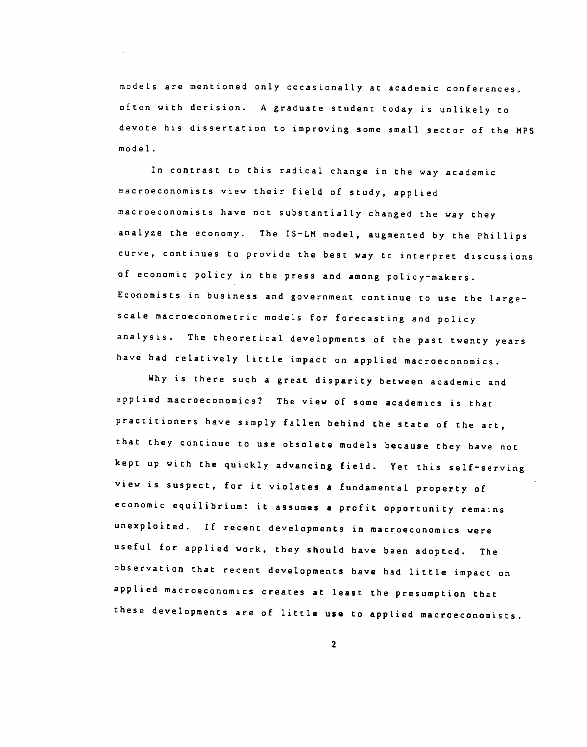models are mentioned only occasionally at academic conferences, often with derision. A graduate student today is unlikely to devote his dissertation to improving some small sector of the MPS model.

In contrast to this radical change in the way academic macroeconomists view their field of study, applied macroeconomists have not substantially changed the way they analyze the economy. The IS-LM model, augmented by the Phillips curve, continues to provide the best way to interpret discussions of economic policy in the press and among policy-makers. Economists in business and government continue to use the large-scale macroeconometric models for forecasting and policy analysis. The theoretical developments of the past twenty years have had relatively little impact on applied macroeconomics.

Why is there such a great disparity between academic and applied macroeconomics? The view of some academics is that practitioners have simply fallen behind the state of the art, that they continue to use obsolete models because they have not kept up with the quickly advancing field. Yet this self-serving view is suspect, for it violates a fundamental property of economic equilibrium: it assumes a profit opportunity remains unexploited. If recent developments in macroeconomics were useful for applied work, they should have been adopted. The observation that recent developments have had little impact on applied macroeconomics creates at least the presumption that these developments are of little use to applied macroeconomists.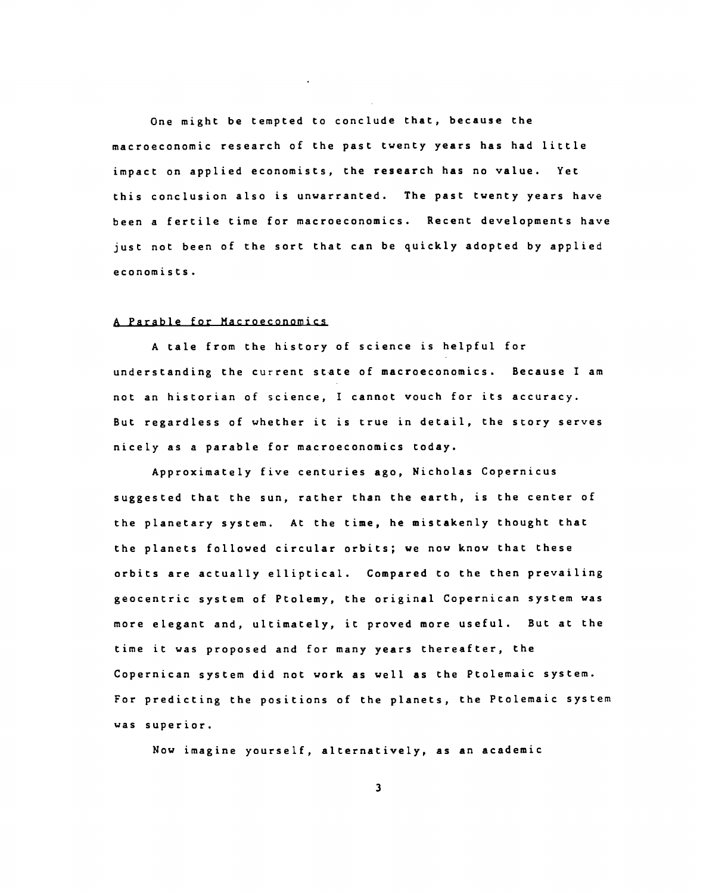One might be tempted to conclude that, because the macroeconomic research of the past twenty years has had little impact on applied economists, the research has no value. Yet this conclusion also is unwarranted. The past twenty years have been a fertile time for macroeconomics. Recent developments have just not been of the sort that can be quickly adopted by applied economists.

## A Parable for Macroeconomics

A tale from the history of science is helpful for understanding the current state of macroeconomics. Because I am not an historian of science, I cannot vouch for its accuracy. But regardless of whether it is true in detail, the story serves nicely as a parable for macroeconomics today.

Approximately five centuries ago, Nicholas Copernicus suggested that the sun, rather than the earth, is the center of the planetary system. At the time, he mistakenly thought that the planets followed circular orbits; we now know that these orbits are actually elliptical. Compared to the then prevailing geocentric system of Ptolemy, the original Copernican system was more elegant and, ultimately, it proved more useful. But at the time it was proposed and for many years thereafter, the Copernican system did not work as well as the Ptolemaic system. For predicting the positions of the planets, the Ptolemaic system was superior.

Now imagine yourself, alternatively, as an academic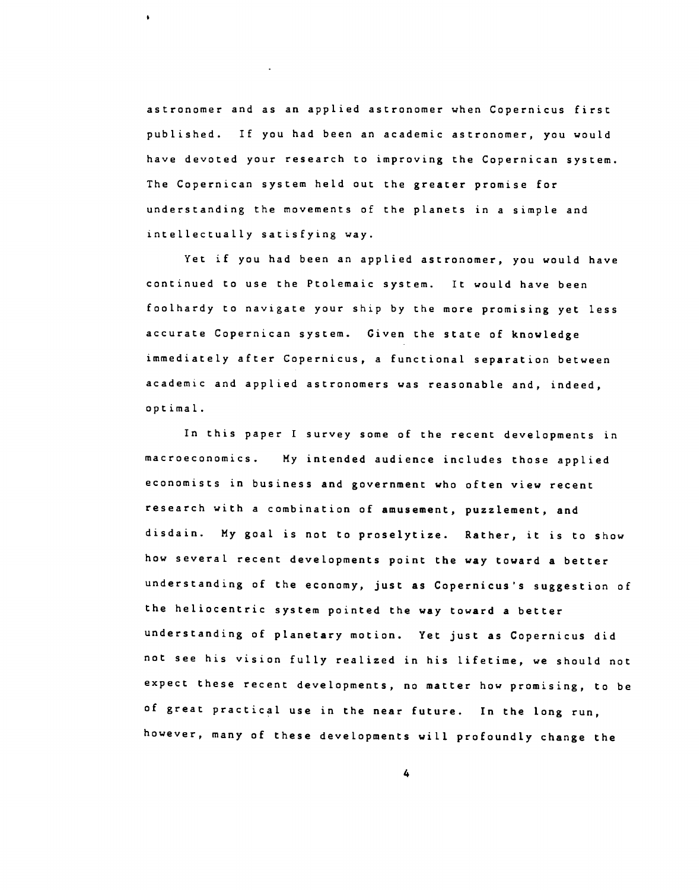astronomer and as an applied astronomer when Copernicus first published. If you had been an academic astronomer, you would have devoted your research to improving the Copernican system. The Copernican system held out the greater promise for understanding the movements of the planets in a simple and intellectually satisfying way.

Yet if you had been an applied astronomer, you would have continued to use the Ptolemaic system. It would have been foolhardy to navigate your ship by the more promising yet less accurate Copernican system. Given the state of knowledge immediately after Copernicus, a functional separation between academic and applied astronomers was reasonable and, indeed, optimal.

In this paper I survey some of the recent developments in macroeconomics. My intended audience includes those applied economists in business and government who often view recent research with a combination of amusement, puzzlement, and disdain. My goal is not to proselytize. Rather, it is to show how several recent developments point the way toward a better understanding of the economy, just as Copernicus's suggestion of the heliocentric system pointed the way toward a better understanding of planetary motion. Yet just as Copernicus did not see his vision fully realized in his lifetime, we should not expect these recent developments, no matter how promising, to be of great practical use in the near future. In the long run, however, many of these developments will profoundly change the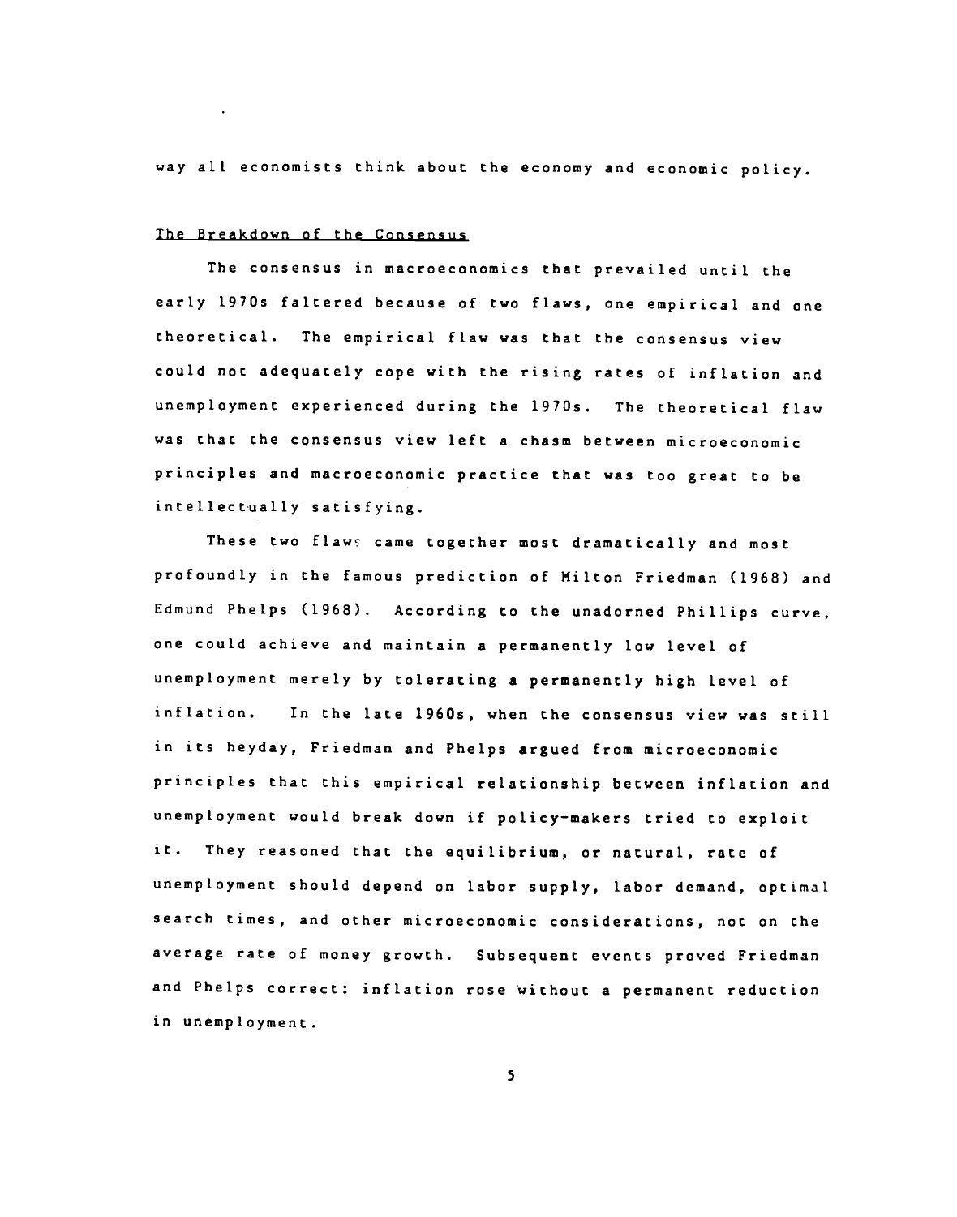way all economists think about the economy and economic policy.

## The Breakdown of the Consensus

The consensus in macroeconomics that prevailed until the early 1970s faltered because of two flaws, one empirical and one theoretical. The empirical flaw was that the consensus view could not adequately cope with the rising rates of inflation and unemployment experienced during the 1970s. The theoretical flaw was that the consensus view left a chasm between microeconomic principles and macroeconomic practice that was too great to be intellectually satisfying.

These two flaws came together most dramatically and most profoundly in the famous prediction of Milton Friedman (1968) and Edmund Phelps (1968). According to the unadorned Phillips curve, one could achieve and maintain a permanently low level of unemployment merely by tolerating a permanently high level of inflation. In the late 1960s, when the consensus view was still in its heyday, Friedman and Phelps argued from microeconomic principles that this empirical relationship between inflation and unemployment would break down if policy-makers tried to exploit it. They reasoned that the equilibrium, or natural, rate of unemployment should depend on labor supply, labor demand, optimal search times, and other microeconomic considerations, not on the average rate of money growth. Subsequent events proved Friedman and Phelps correct: inflation rose without a permanent reduction in unemployment.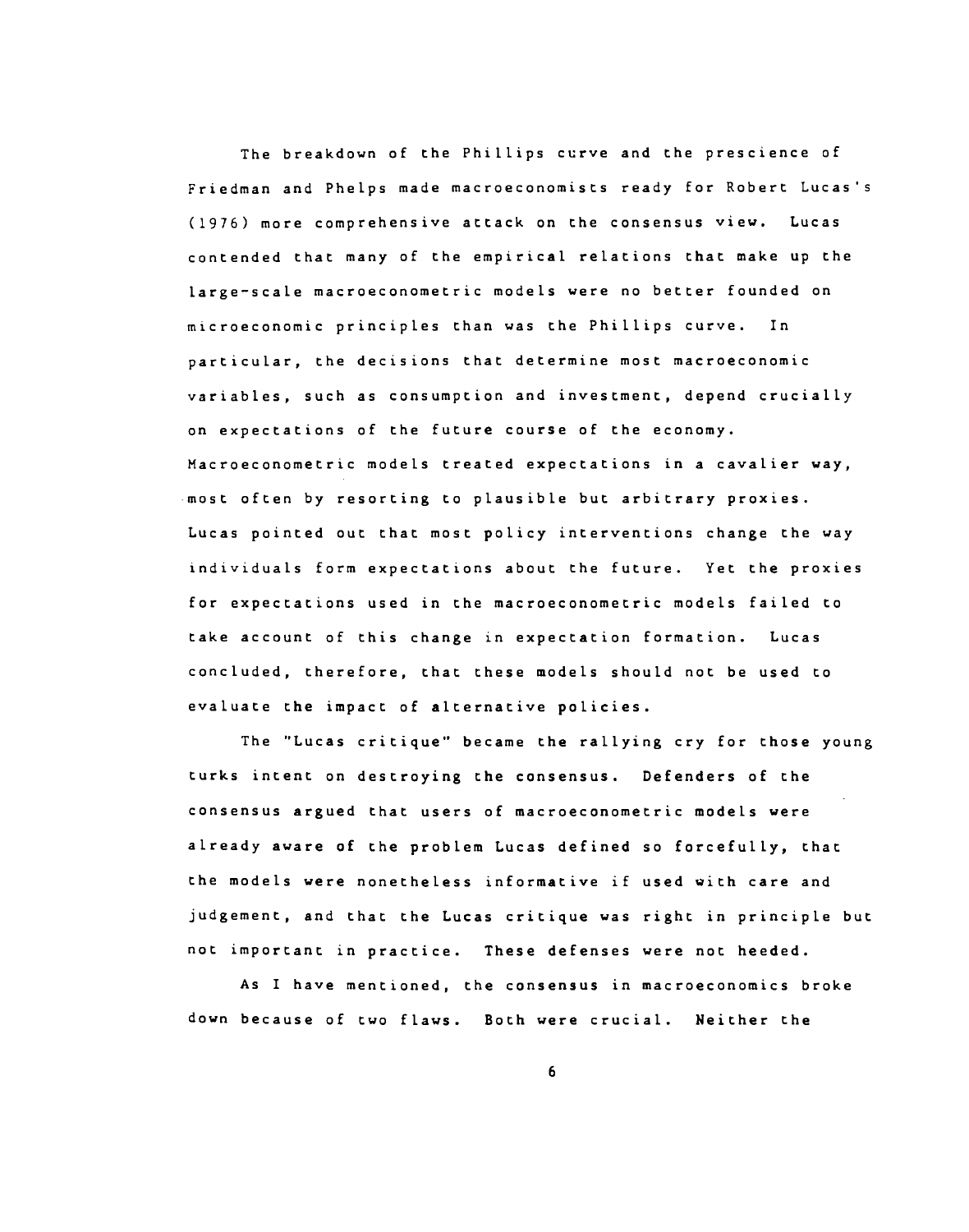The breakdown of the Phillips curve and the prescience of Friedman and Phelps made macroeconomists ready for Robert Lucas's (1976) more comprehensive attack on the consensus view. Lucas contended that many of the empirical relations that make up the large-scale macroeconometric models were no better founded on microeconomic principles than was the Phillips curve. In particular, the decisions that determine most macroeconomic variables, such as consumption and investment, depend crucially on expectations of the future course of the economy. Macroeconometric models treated expectations in a cavalier way, most often by resorting to plausible but arbitrary proxies. Lucas pointed out that most policy interventions change the way individuals form expectations about the future. Yet the proxies for expectations used in the macroeconometric models failed to take account of this change in expectation formation. Lucas concluded, therefore, that these models should not be used to evaluate the impact of alternative policies.

The "Lucas critique" became the rallying cry for those young turks intent on destroying the consensus. Defenders of the consensus argued that users of macroeconometric models were already aware of the problem Lucas defined so forcefully, that the models were nonetheless informative if used with care and judgement, and that the Lucas critique was right in principle but not important in practice. These defenses were not heeded.

As I have mentioned, the consensus in macroeconomics broke down because of two flaws. Both were crucial. Neither the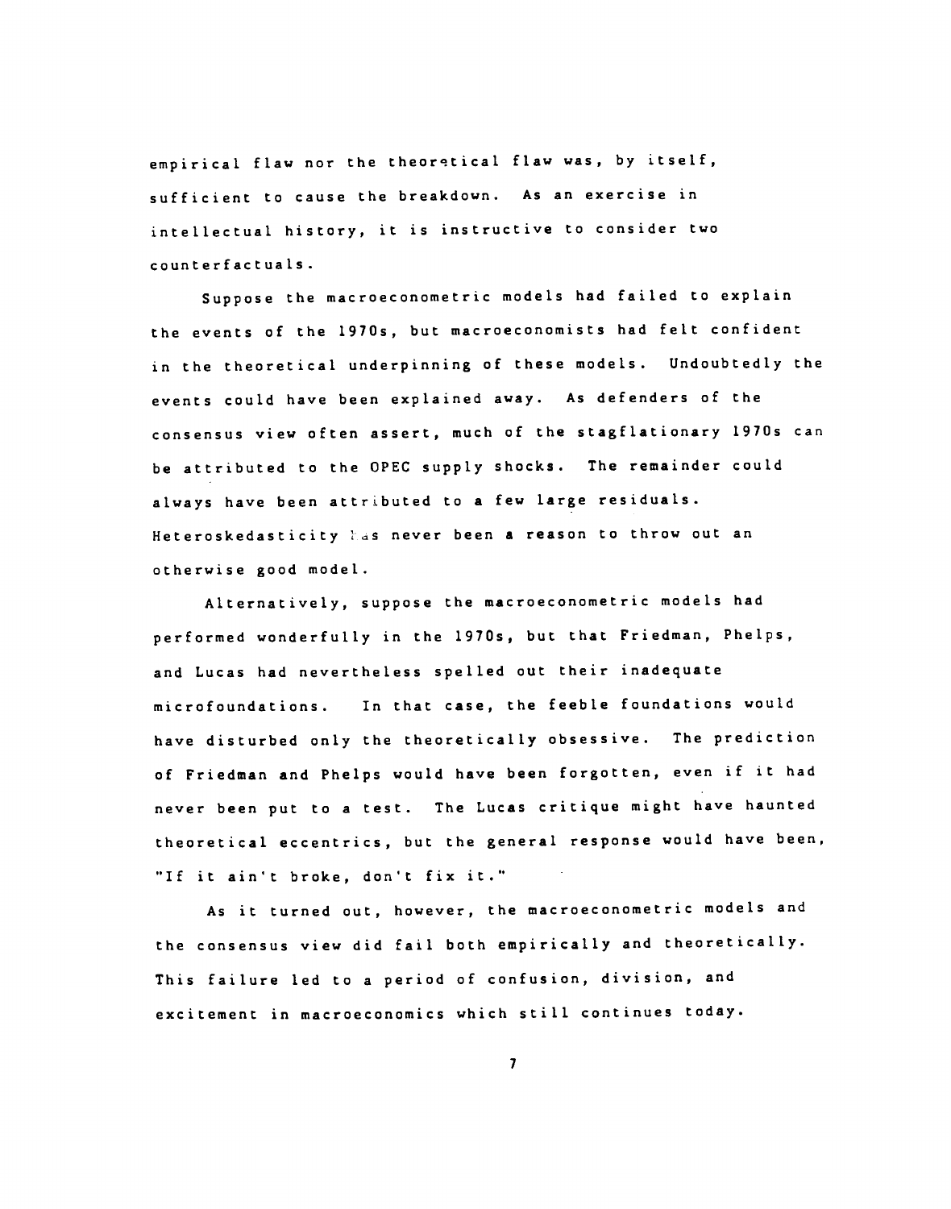empirical flaw nor the theoretical flaw was, by itself, sufficient to cause the breakdown. As an exercise in intellectual history, it is instructive to consider two counterfactuals.

Suppose the macroeconometric models had failed to explain the events of the 1970s, but macroeconomists had felt confident in the theoretical underpinning of these models. Undoubtedly the events could have been explained away. As defenders of the consensus view often assert, much of the stagflationary 1970s can be attributed to the OPEC supply shocks. The remainder could always have been attributed to a few large residuals. Heteroskedasticity has never been a reason to throw out an otherwise good model.

Alternatively, suppose the macroeconometric models had performed wonderfully in the 1970s, but that Friedman, Phelps, and Lucas had nevertheless spelled out their inadequate microfoundations. In that case, the feeble foundations would have disturbed only the theoretically obsessive. The prediction of Friedman and Phelps would have been forgotten, even if it had never been put to a test. The Lucas critique might have haunted theoretical eccentrics, but the general response would have been, "If it ain't broke, don't fix it."

As it turned out, however, the macroeconometric models and the consensus view did fail both empirically and theoretically. This failure led to a period of confusion, division, and excitement in macroeconomics which still continues today.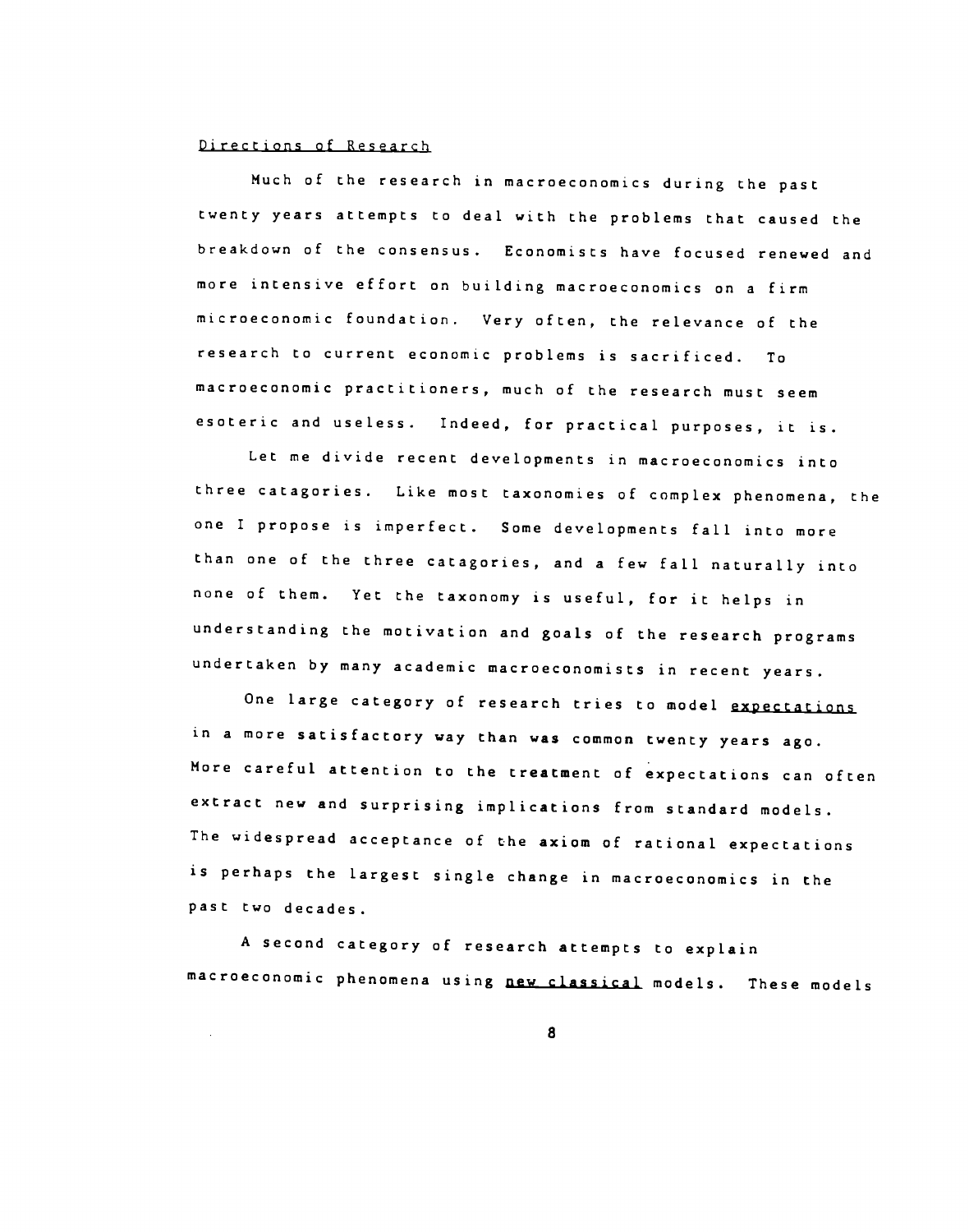## Directions of Research

Much of the research in macroeconomics during the past twenty years attempts to deal with the problems that caused the breakdown of the consensus. Economists have focused renewed and more intensive effort on building macroeconomics on a firm microeconomic foundation. Very often, the relevance of the research to current economic problems is sacrificed. To macroeconomic practitioners, much of the research must seem esoteric and useless. Indeed, for practical purposes, it is.

Let me divide recent developments in macroeconomics into three catagories. Like most taxonomies of complex phenomena, the one I propose is imperfect. Some developments fall into more than one of the three catagories, and a few fall naturally into none of them. Yet the taxonomy is useful, for it helps in understanding the motivation and goals of the research programs undertaken by many academic macroeconomists in recent years.

One large category of research tries to model expectations in a more satisfactory way than was common twenty years ago. More careful attention to the treatment of expectations can often extract new and surprising implications from standard models. The widespread acceptance of the axiom of rational expectations is perhaps the largest single change in macroeconomics in the past two decades.

A second category of research attempts to explain macroeconomic phenomena using new classical models. These models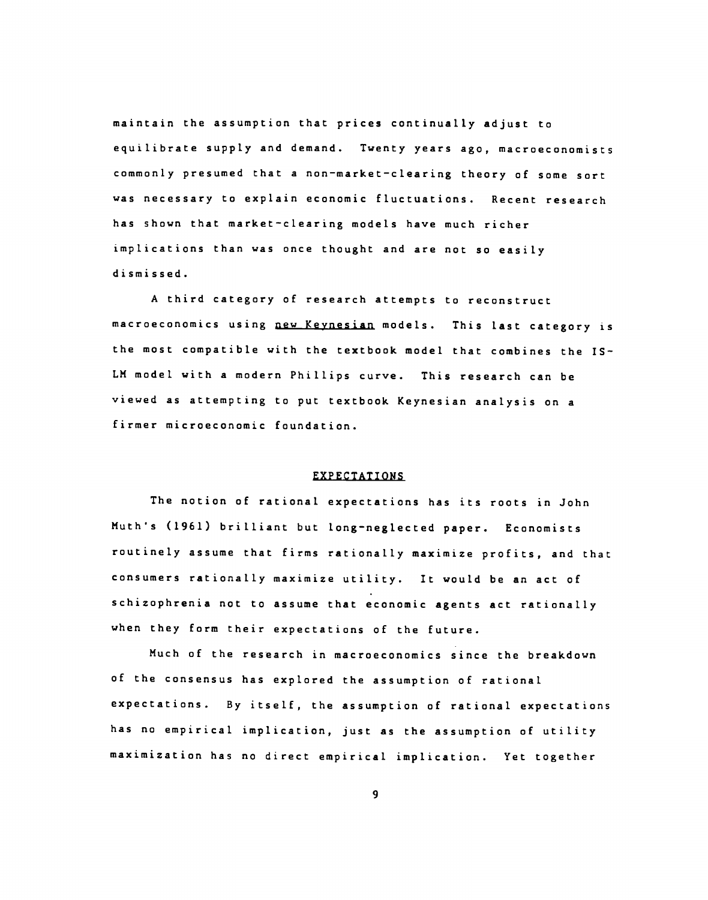maintain the assumption that prices continually adjust to equilibrate supply and demand. Twenty years ago, macroeconomists commonly presumed that a non-market-clearing theory of some sort was necessary to explain economic fluctuations. Recent research has shown that market-clearing models have much richer implications than was once thought and are not so easily dismissed.

A third category of research attempts to reconstruct macroeconomics using new Keynesian models. This last category is the most compatible with the textbook model that combines the IS-LM model with a modern Phillips curve. This research can be viewed as attempting to put textbook Keynesian analysis on a firmer microeconomic foundation.

## EXPECTATIONS

The notion of rational expectations has its roots in John Muth's (1961) brilliant but long-neglected paper. Economists routinely assume that firms rationally maximize profits, and that consumers rationally maximize utility. It would be an act of schizophrenia not to assume that economic agents act rationally when they form their expectations of the future.

Much of the research in macroeconomics since the breakdown of the consensus has explored the assumption of rational expectations. By itself, the assumption of rational expectations has no empirical implication, just as the assumption of utility maximization has no direct empirical implication. Yet together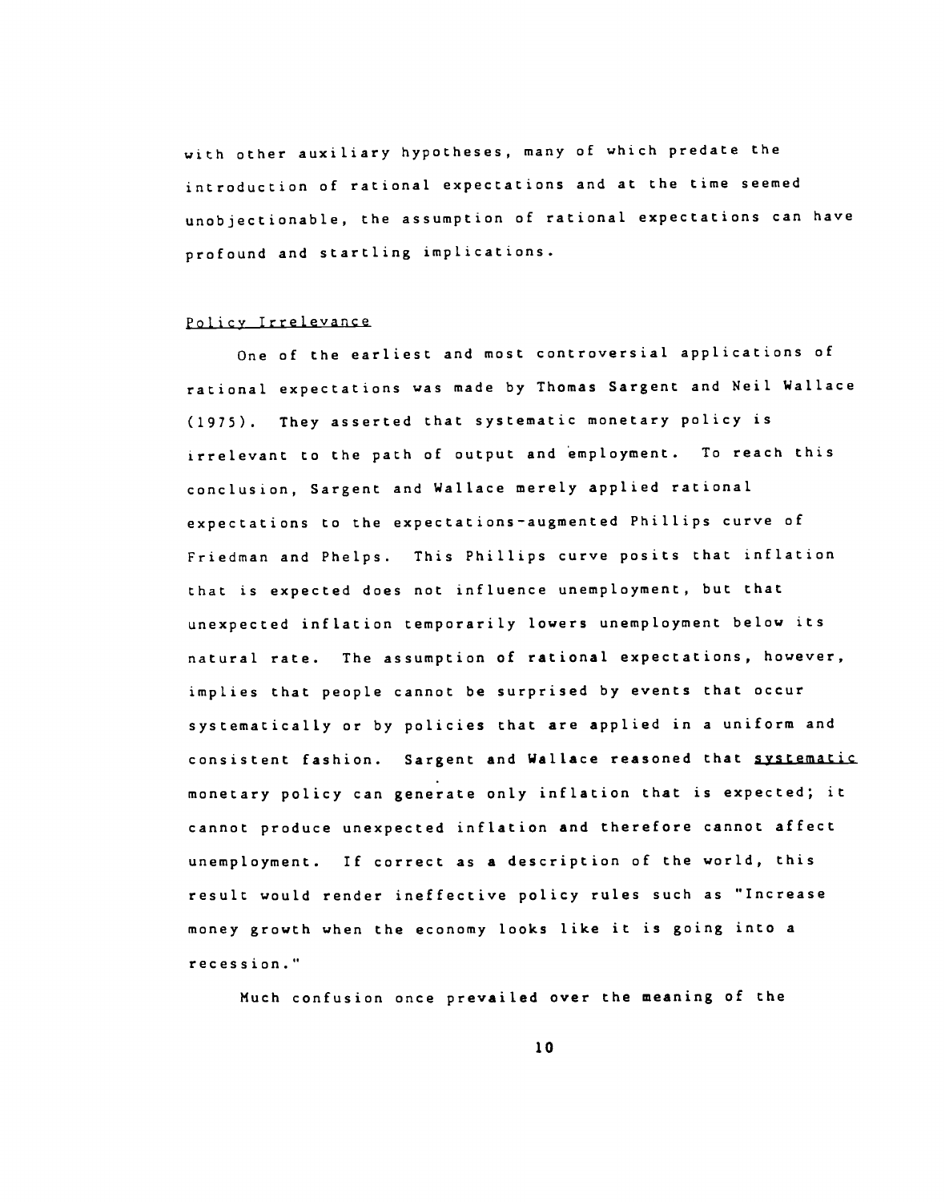with other auxiliary hypotheses, many of which predate the introduction of rational expectations and at the time seemed unobjectionable, the assumption of rational expectations can have profound and startling implications.

## Policy Irrelevance

One of the earliest and most controversial applications of rational expectations was made by Thomas Sargent and Neil Wallace (1975). They asserted that systematic monetary policy is irrelevant to the path of output and employment. To reach this conclusion, Sargent and Wallace merely applied rational expectations to the expectations-augmented Phillips curve of Friedman and Phelps. This Phillips curve posits that inflation that is expected does not influence unemployment, but that unexpected inflation temporarily lowers unemployment below its natural rate. The assumption of rational expectations, however, implies that people cannot be surprised by events that occur systematically or by policies that are applied in a uniform and consistent fashion. Sargent and Wallace reasoned that *systematic* monetary policy can generate only inflation that is expected; it cannot produce unexpected inflation and therefore cannot affect unemployment. If correct as a description of the world, this result would render ineffective policy rules such as "Increase money growth when the economy looks like it is going into a recession."

Much confusion once prevailed over the meaning of the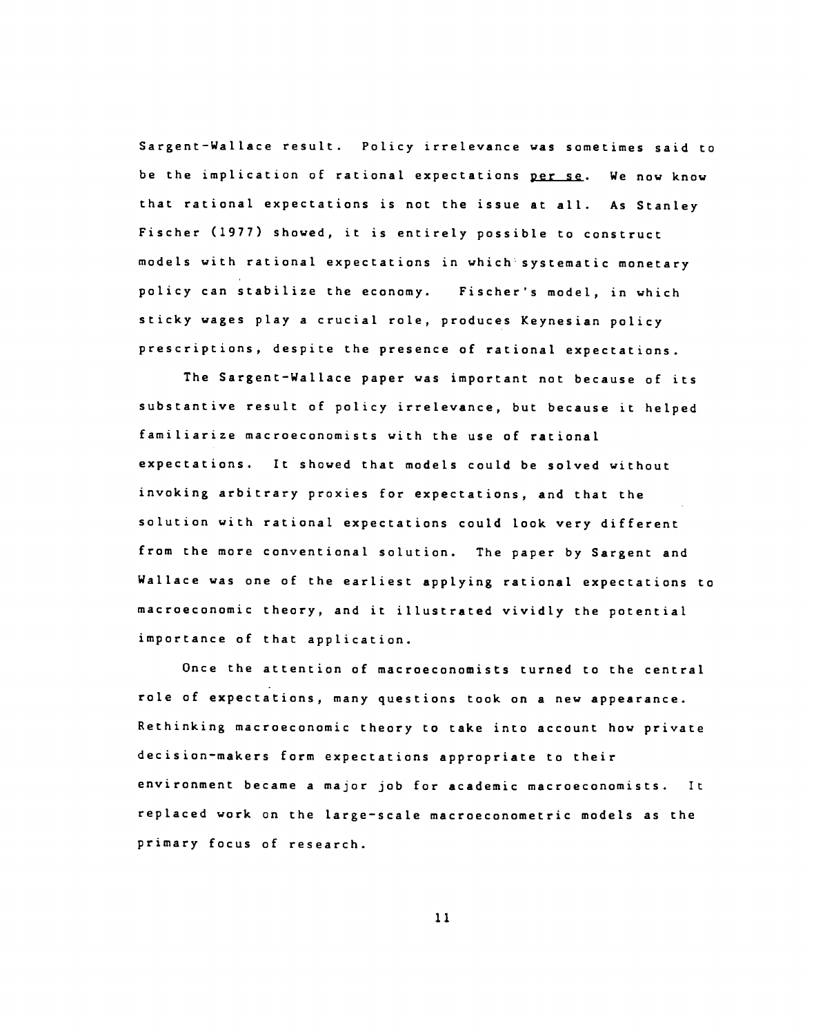Sargent-Wallace result. Policy irrelevance was sometimes said to be the implication of rational expectations *per se*. We now know that rational expectations is not the issue at all. As Stanley Fischer (1977) showed, it is entirely possible to construct models with rational expectations in which systematic monetary policy can stabilize the economy. Fischer's model, in which sticky wages play a crucial role, produces Keynesian policy prescriptions, despite the presence of rational expectations.

The Sargent-Wallace paper was important not because of its substantive result of policy irrelevance, but because it helped familiarize macroeconomists with the use of rational expectations. It showed that models could be solved without invoking arbitrary proxies for expectations, and that the solution with rational expectations could look very different from the more conventional solution. The paper by Sargent and Wallace was one of the earliest applying rational expectations to macroeconomic theory, and it illustrated vividly the potential importance of that application.

Once the attention of macroeconomists turned to the central role of expectations, many questions took on a new appearance. Rethinking macroeconomic theory to take into account how private decision-makers form expectations appropriate to their environment became a major job for academic macroeconomists. It replaced work on the large-scale macroeconometric models as the primary focus of research.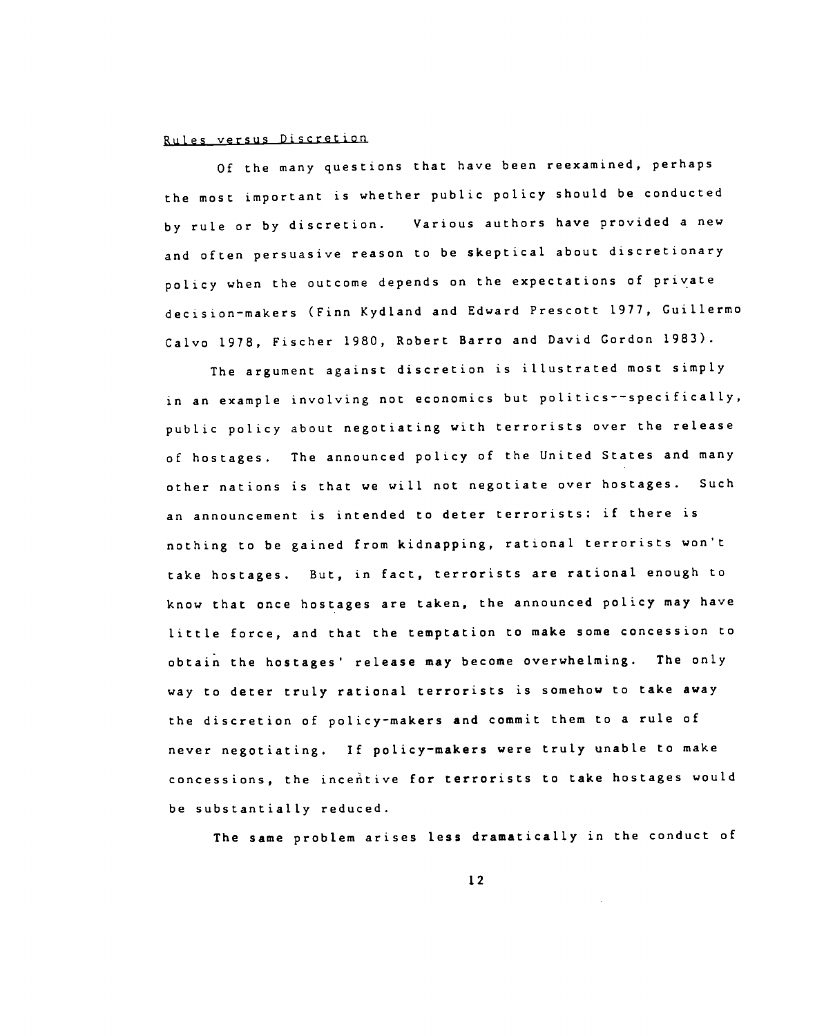## Rules versus Discretion

Of the many questions that have been reexamined, perhaps the most important is whether public policy should be conducted by rule or by discretion. Various authors have provided a new and often persuasive reason to be skeptical about discretionary policy when the outcome depends on the expectations of private decision-makers (Finn Kydland and Edward Prescott 1977, Guillermo Calvo 1978, Fischer 1980, Robert Barro and David Gordon 1983).

The argument against discretion is illustrated most simply in an example involving not economics but politics--specifically, public policy about negotiating with terrorists over the release of hostages. The announced policy of the United States and many other nations is that we will not negotiate over hostages. Such an announcement is intended to deter terrorists: if there is nothing to be gained from kidnapping, rational terrorists won't take hostages. But, in fact, terrorists are rational enough to know that once hostages are taken, the announced policy may have little force, and that the temptation to make some concession to obtain the hostages' release may become overwhelming. The only way to deter truly rational terrorists is somehow to take away the discretion of policy-makers and commit them to a rule of never negotiating. If policy-makers were truly unable to make concessions, the incentive for terrorists to take hostages would be substantially reduced.

The same problem arises less dramatically in the conduct of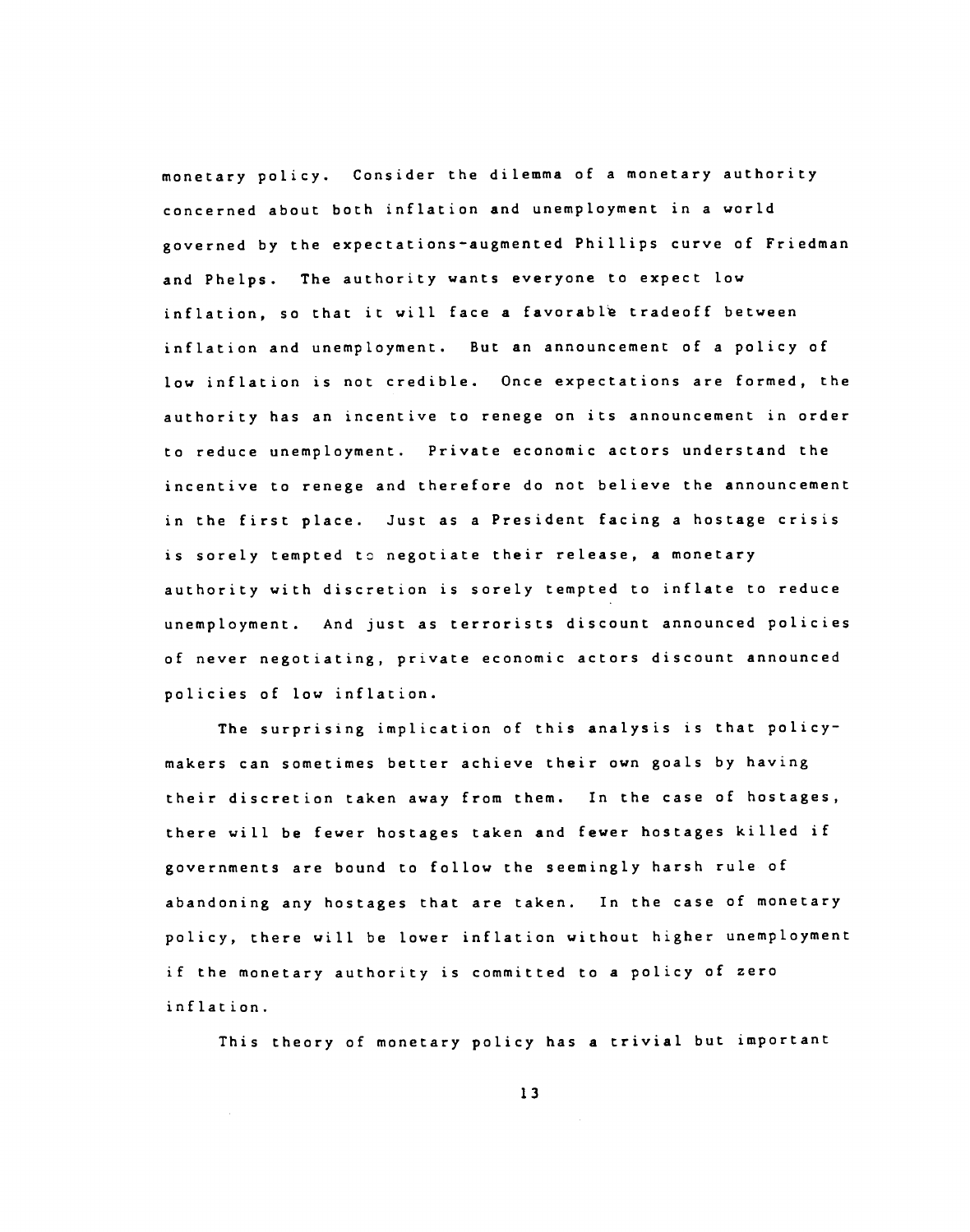monetary policy. Consider the dilemma of a monetary authority concerned about both inflation and unemployment in a world governed by the expectations-augmented Phillips curve of Friedman and Phelps. The authority wants everyone to expect low inflation, so that it will face a favorable tradeoff between inflation and unemployment. But an announcement of a policy of low inflation is not credible. Once expectations are formed, the authority has an incentive to renege on its announcement in order to reduce unemployment. Private economic actors understand the incentive to renege and therefore do not believe the announcement in the first place. Just as a President facing a hostage crisis is sorely tempted to negotiate their release, a monetary authority with discretion is sorely tempted to inflate to reduce unemployment. And just as terrorists discount announced policies of never negotiating, private economic actors discount announced policies of low inflation.

The surprising implication of this analysis is that policymakers can sometimes better achieve their own goals by having their discretion taken away from them. In the case of hostages, there will be fewer hostages taken and fewer hostages killed if governments are bound to follow the seemingly harsh rule of abandoning any hostages that are taken. In the case of monetary policy, there will be lower inflation without higher unemployment if the monetary authority is committed to a policy of zero inflation.

This theory of monetary policy has a trivial but important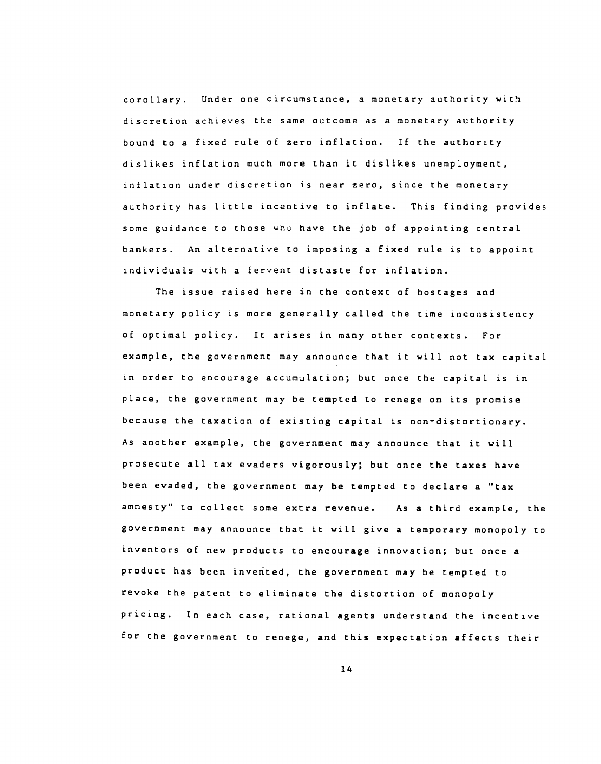corollary. Under one circumstance, a monetary authority with discretion achieves the same outcome as a monetary authority bound to a fixed rule of zero inflation. If the authority dislikes inflation much more than it dislikes unemployment, inflation under discretion is near zero, since the monetary authority has little incentive to inflate. This finding provides some guidance to those who have the job of appointing central bankers. An alternative to imposing a fixed rule is to appoint individuals with a fervent distaste for inflation.

The issue raised here in the context of hostages and monetary policy is more generally called the time inconsistency of optimal policy. It arises in many other contexts. For example, the government may announce that it will not tax capital in order to encourage accumulation; but once the capital is in place, the government may be tempted to renege on its promise because the taxation of existing capital is non-distortionary. As another example, the government may announce that it will prosecute all tax evaders vigorously; but once the taxes have been evaded, the government may be tempted to declare a "tax amnesty" to collect some extra revenue. As a third example, the government may announce that it will give a temporary monopoly to inventors of new products to encourage innovation; but once a product has been invented, the government may be tempted to revoke the patent to eliminate the distortion of monopoly pricing. In each case, rational agents understand the incentive for the government to renege, and this expectation affects their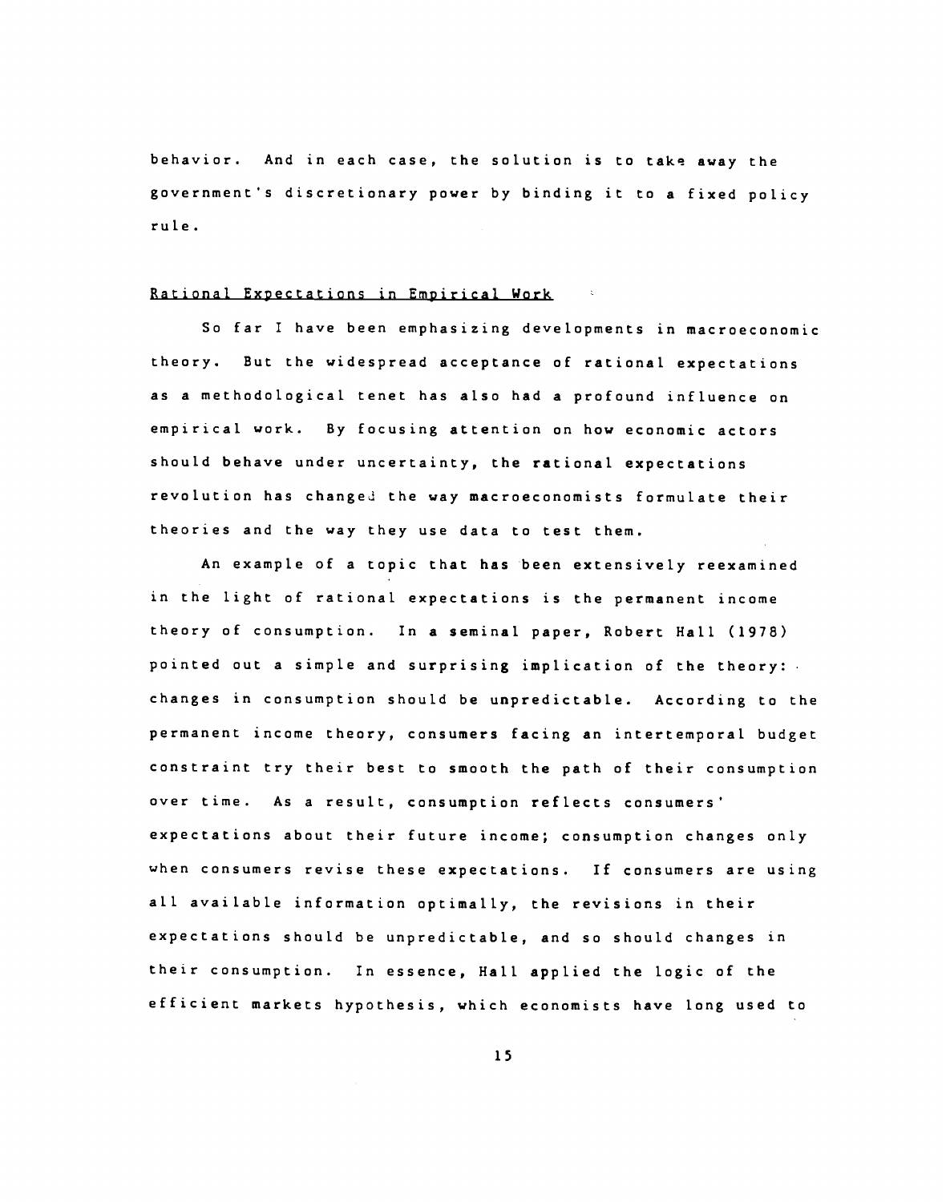behavior. And in each case, the solution is to take away the government's discretionary power by binding it to a fixed policy rule.

## Rational Expectations in Empirical Work

So far I have been emphasizing developments in macroeconomic theory. But the widespread acceptance of rational expectations as a methodological tenet has also had a profound influence on empirical work. By focusing attention on how economic actors should behave under uncertainty, the rational expectations revolution has changed the way macroeconomists formulate their theories and the way they use data to test them.

An example of a topic that has been extensively reexamined in the light of rational expectations is the permanent income theory of consumption. In a seminal paper, Robert Hall (1978) pointed out a simple and surprising implication of the theory: changes in consumption should be unpredictable. According to the permanent income theory, consumers facing an intertemporal budget constraint try their best to smooth the path of their consumption over time. As a result, consumption reflects consumers' expectations about their future income; consumption changes only when consumers revise these expectations. If consumers are using all available information optimally, the revisions in their expectations should be unpredictable, and so should changes in their consumption. In essence, Hall applied the logic of the efficient markets hypothesis, which economists have long used to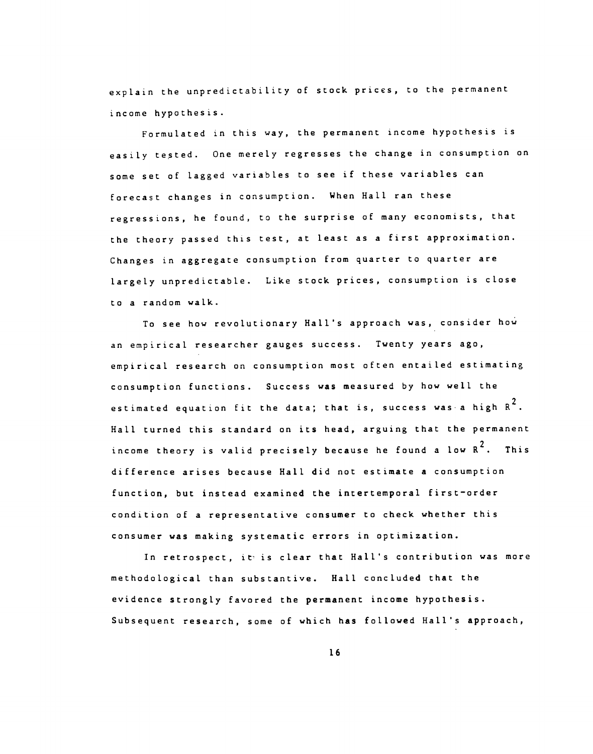explain the unpredictability of stock prices, to the permanent income hypothesis.

Formulated in this way, the permanent income hypothesis is easily tested. One merely regresses the change in consumption on some set of lagged variables to see if these variables can forecast changes in consumption. When Hall ran these regressions, he found, to the surprise of many economists, that the theory passed this test, at least as a first approximation. Changes in aggregate consumption from quarter to quarter are largely unpredictable. Like stock prices, consumption is close to a random walk.

To see how revolutionary Hall's approach was, consider how an empirical researcher gauges success. Twenty years ago, empirical research on consumption most often entailed estimating consumption functions. Success was measured by how well the estimated equation fit the data; that is, success was a high $R^2$. Hall turned this standard on its head, arguing that the permanent income theory is valid precisely because he found a low $R^2$. This difference arises because Hall did not estimate a consumption function, but instead examined the intertemporal first-order condition of a representative consumer to check whether this consumer was making systematic errors in optimization.

In retrospect, it is clear that Hall's contribution was more methodological than substantive. Hall concluded that the evidence strongly favored the permanent income hypothesis. Subsequent research, some of which has followed Hall's approach,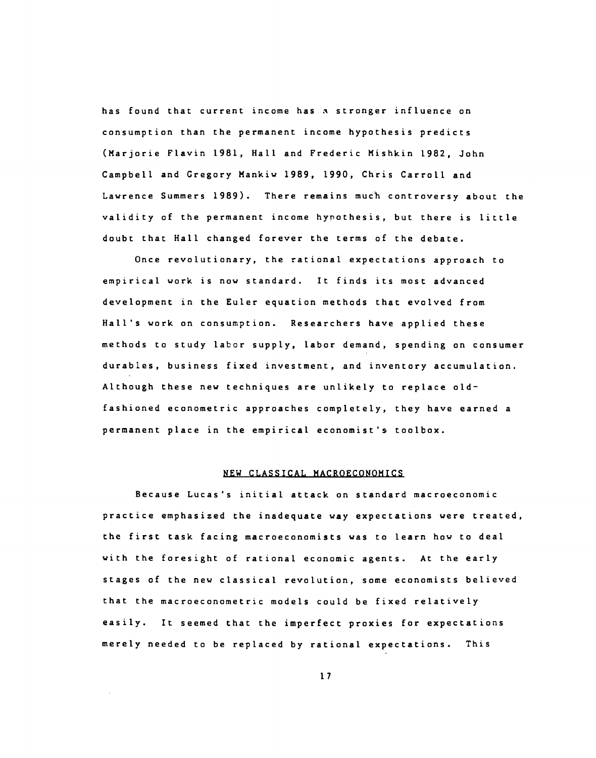has found that current income has a stronger influence on consumption than the permanent income hypothesis predicts (Marjorie Flavin 1981, Hall and Frederic Mishkin 1982, John Campbell and Gregory Mankiw 1989, 1990, Chris Carroll and Lawrence Summers 1989). There remains much controversy about the validity of the permanent income hypothesis, but there is little doubt that Hall changed forever the terms of the debate.

Once revolutionary, the rational expectations approach to empirical work is now standard. It finds its most advanced development in the Euler equation methods that evolved from Hall's work on consumption. Researchers have applied these methods to study labor supply, labor demand, spending on consumer durables, business fixed investment, and inventory accumulation. Although these new techniques are unlikely to replace old-fashioned econometric approaches completely, they have earned a permanent place in the empirical economist's toolbox.

## NEW CLASSICAL MACROECONOMICS

Because Lucas's initial attack on standard macroeconomic practice emphasized the inadequate way expectations were treated, the first task facing macroeconomists was to learn how to deal with the foresight of rational economic agents. At the early stages of the new classical revolution, some economists believed that the macroeconometric models could be fixed relatively easily. It seemed that the imperfect proxies for expectations merely needed to be replaced by rational expectations. This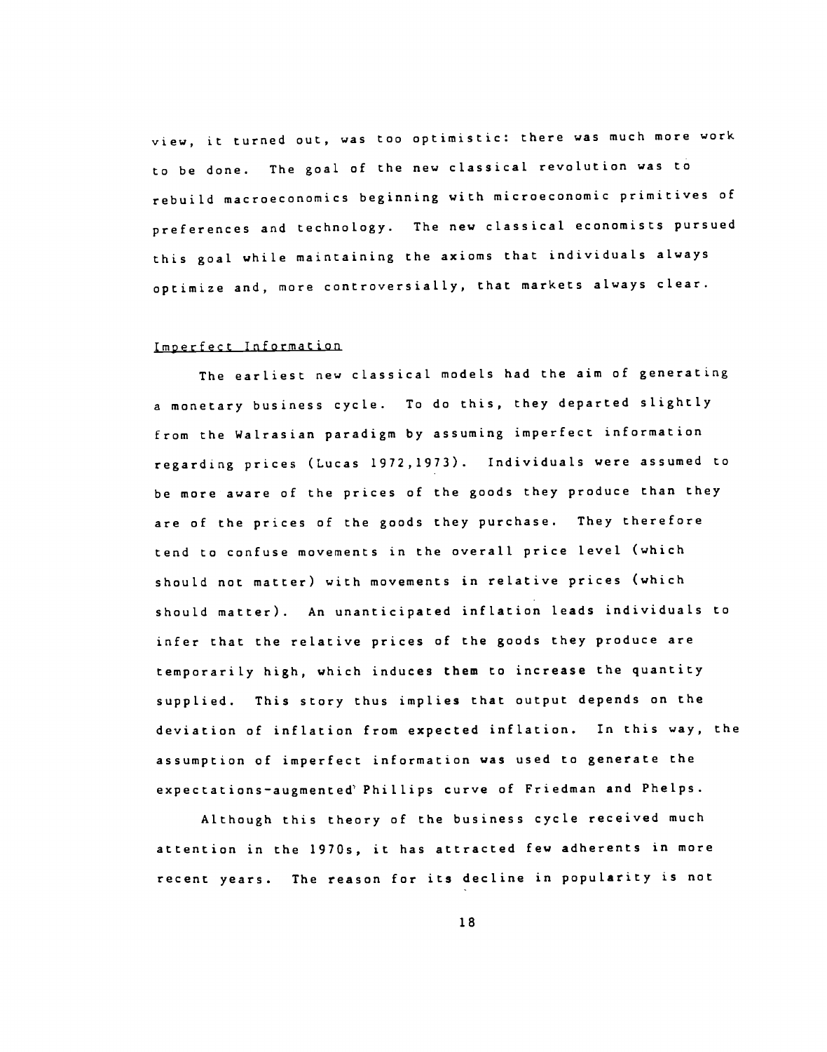view, it turned out, was too optimistic: there was much more work to be done. The goal of the new classical revolution was to rebuild macroeconomics beginning with microeconomic primitives of preferences and technology. The new classical economists pursued this goal while maintaining the axioms that individuals always optimize and, more controversially, that markets always clear.

### Imperfect Information

The earliest new classical models had the aim of generating a monetary business cycle. To do this, they departed slightly from the Walrasian paradigm by assuming imperfect information regarding prices (Lucas 1972,1973). Individuals were assumed to be more aware of the prices of the goods they produce than they are of the prices of the goods they purchase. They therefore tend to confuse movements in the overall price level (which should not matter) with movements in relative prices (which should matter). An unanticipated inflation leads individuals to infer that the relative prices of the goods they produce are temporarily high, which induces them to increase the quantity supplied. This story thus implies that output depends on the deviation of inflation from expected inflation. In this way, the assumption of imperfect information was used to generate the expectations-augmented Phillips curve of Friedman and Phelps.

Although this theory of the business cycle received much attention in the 1970s, it has attracted few adherents in more recent years. The reason for its decline in popularity is not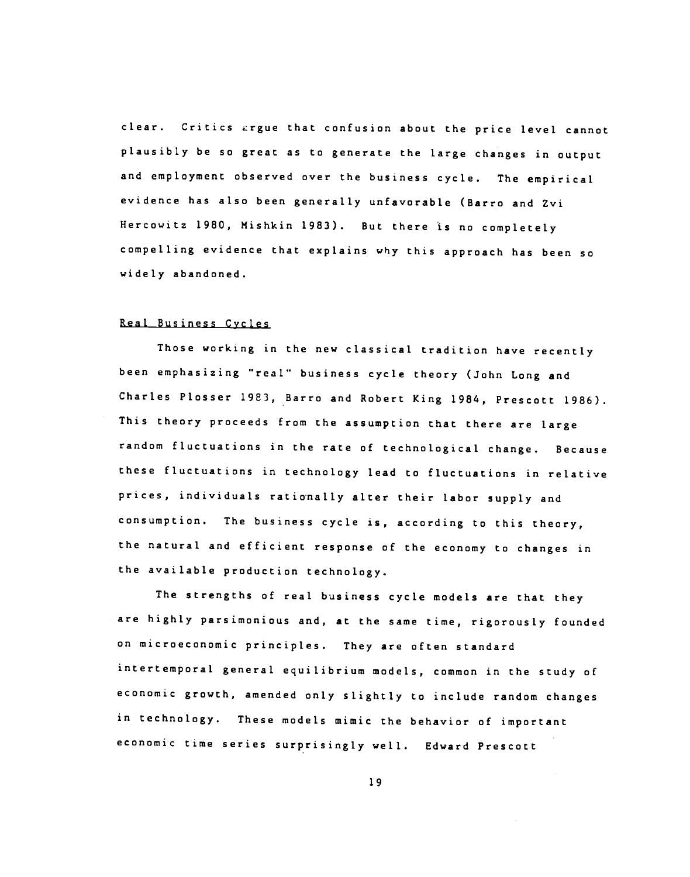clear. Critics argue that confusion about the price level cannot plausibly be so great as to generate the large changes in output and employment observed over the business cycle. The empirical evidence has also been generally unfavorable (Barro and Zvi Hercowitz 1980, Mishkin 1983). But there is no completely compelling evidence that explains why this approach has been so widely abandoned.

### Real Business Cycles

Those working in the new classical tradition have recently been emphasizing "real" business cycle theory (John Long and Charles Plosser 1983, Barro and Robert King 1984, Prescott 1986). This theory proceeds from the assumption that there are large random fluctuations in the rate of technological change. Because these fluctuations in technology lead to fluctuations in relative prices, individuals rationally alter their labor supply and consumption. The business cycle is, according to this theory, the natural and efficient response of the economy to changes in the available production technology.

The strengths of real business cycle models are that they are highly parsimonious and, at the same time, rigorously founded on microeconomic principles. They are often standard intertemporal general equilibrium models, common in the study of economic growth, amended only slightly to include random changes in technology. These models mimic the behavior of important economic time series surprisingly well. Edward Prescott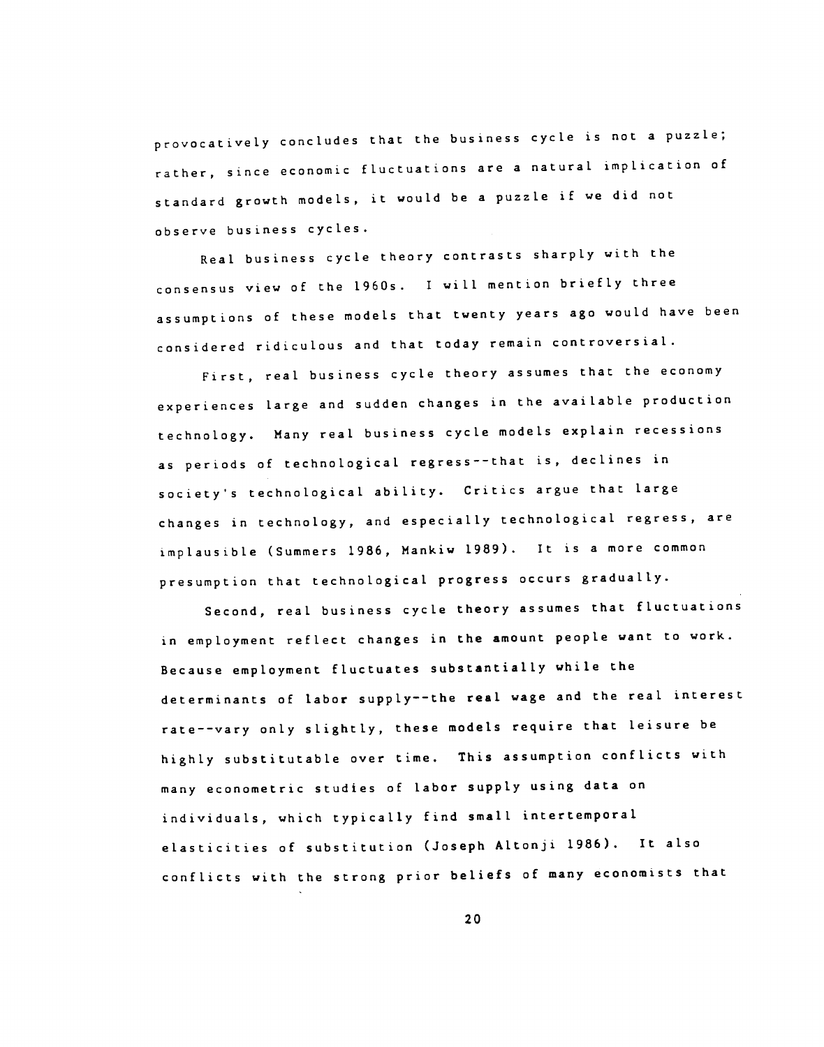provocatively concludes that the business cycle is not a puzzle; rather, since economic fluctuations are a natural implication of standard growth models, it would be a puzzle if we did not observe business cycles.

Real business cycle theory contrasts sharply with the consensus view of the 1960s. I will mention briefly three assumptions of these models that twenty years ago would have been considered ridiculous and that today remain controversial.

First, real business cycle theory assumes that the economy experiences large and sudden changes in the available production technology. Many real business cycle models explain recessions as periods of technological regress--that is, declines in society's technological ability. Critics argue that large changes in technology, and especially technological regress, are implausible (Summers 1986, Mankiw 1989). It is a more common presumption that technological progress occurs gradually.

Second, real business cycle theory assumes that fluctuations in employment reflect changes in the amount people want to work. Because employment fluctuates substantially while the determinants of labor supply--the real wage and the real interest rate--vary only slightly, these models require that leisure be highly substitutable over time. This assumption conflicts with many econometric studies of labor supply using data on individuals, which typically find small intertemporal elasticities of substitution (Joseph Altonji 1986). It also conflicts with the strong prior beliefs of many economists that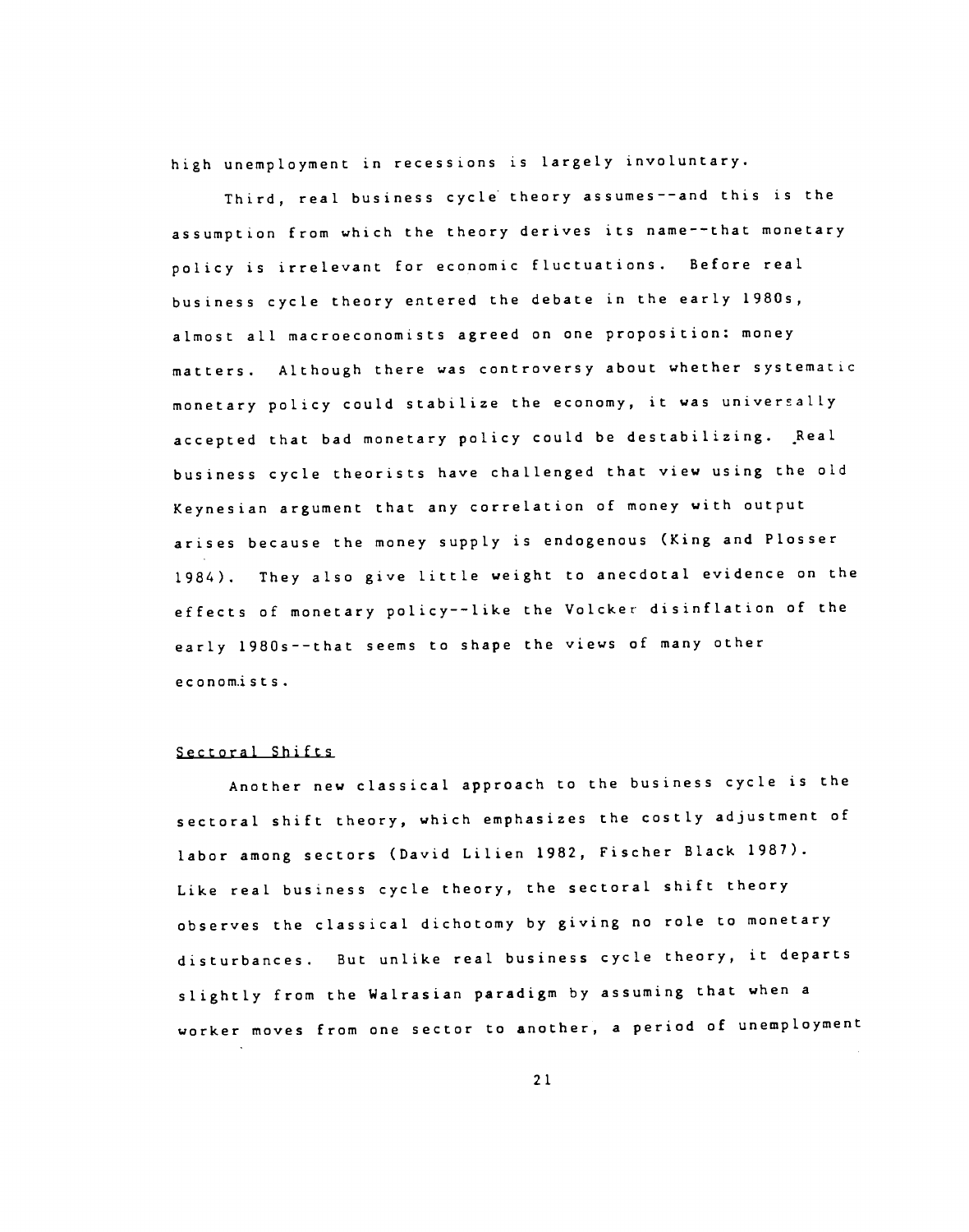high unemployment in recessions is largely involuntary.

Third, real business cycle theory assumes--and this is the assumption from which the theory derives its name--that monetary policy is irrelevant for economic fluctuations. Before real business cycle theory entered the debate in the early 1980s, almost all macroeconomists agreed on one proposition: money matters. Although there was controversy about whether systematic monetary policy could stabilize the economy, it was universally accepted that bad monetary policy could be destabilizing. Real business cycle theorists have challenged that view using the old Keynesian argument that any correlation of money with output arises because the money supply is endogenous (King and Plosser 1984). They also give little weight to anecdotal evidence on the effects of monetary policy--like the Volcker disinflation of the early 1980s--that seems to shape the views of many other economists.

### Sectoral Shifts

Another new classical approach to the business cycle is the sectoral shift theory, which emphasizes the costly adjustment of labor among sectors (David Lilien 1982, Fischer Black 1987). Like real business cycle theory, the sectoral shift theory observes the classical dichotomy by giving no role to monetary disturbances. But unlike real business cycle theory, it departs slightly from the Walrasian paradigm by assuming that when a worker moves from one sector to another, a period of unemployment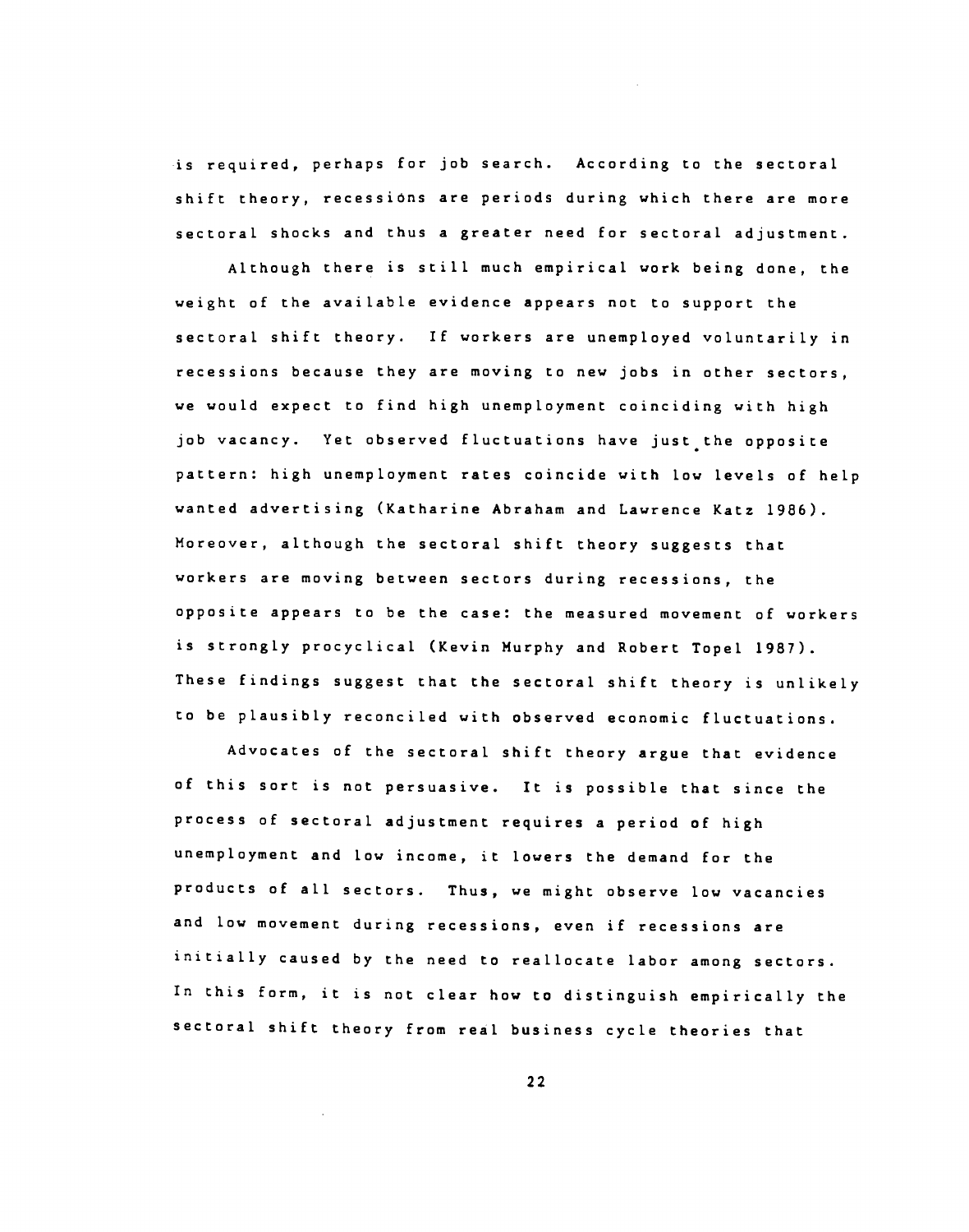is required, perhaps for job search. According to the sectoral shift theory, recessions are periods during which there are more sectoral shocks and thus a greater need for sectoral adjustment.

Although there is still much empirical work being done, the weight of the available evidence appears not to support the sectoral shift theory. If workers are unemployed voluntarily in recessions because they are moving to new jobs in other sectors, we would expect to find high unemployment coinciding with high job vacancy. Yet observed fluctuations have just the opposite pattern: high unemployment rates coincide with low levels of help wanted advertising (Katharine Abraham and Lawrence Katz 1986). Moreover, although the sectoral shift theory suggests that workers are moving between sectors during recessions, the opposite appears to be the case: the measured movement of workers is strongly procyclical (Kevin Murphy and Robert Topel 1987). These findings suggest that the sectoral shift theory is unlikely to be plausibly reconciled with observed economic fluctuations.

Advocates of the sectoral shift theory argue that evidence of this sort is not persuasive. It is possible that since the process of sectoral adjustment requires a period of high unemployment and low income, it lowers the demand for the products of all sectors. Thus, we might observe low vacancies and low movement during recessions, even if recessions are initially caused by the need to reallocate labor among sectors. In this form, it is not clear how to distinguish empirically the sectoral shift theory from real business cycle theories that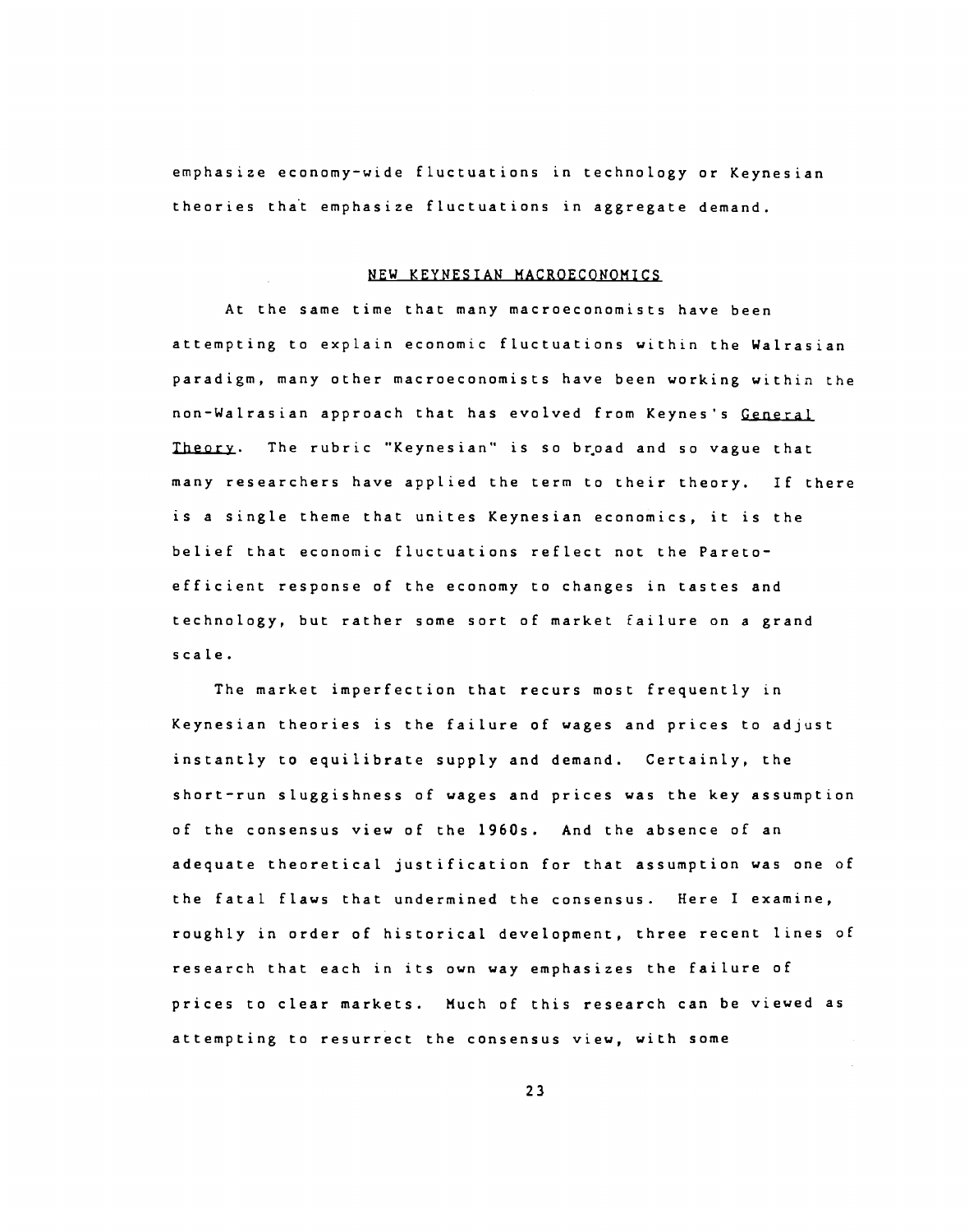emphasize economy-wide fluctuations in technology or Keynesian theories that emphasize fluctuations in aggregate demand.

## NEW KEYNESIAN MACROECONOMICS

At the same time that many macroeconomists have been attempting to explain economic fluctuations within the Walrasian paradigm, many other macroeconomists have been working within the non-Walrasian approach that has evolved from Keynes's *General Theory*. The rubric "Keynesian" is so broad and so vague that many researchers have applied the term to their theory. If there is a single theme that unites Keynesian economics, it is the belief that economic fluctuations reflect not the Pareto-efficient response of the economy to changes in tastes and technology, but rather some sort of market failure on a grand scale.

The market imperfection that recurs most frequently in Keynesian theories is the failure of wages and prices to adjust instantly to equilibrate supply and demand. Certainly, the short-run sluggishness of wages and prices was the key assumption of the consensus view of the 1960s. And the absence of an adequate theoretical justification for that assumption was one of the fatal flaws that undermined the consensus. Here I examine, roughly in order of historical development, three recent lines of research that each in its own way emphasizes the failure of prices to clear markets. Much of this research can be viewed as attempting to resurrect the consensus view, with some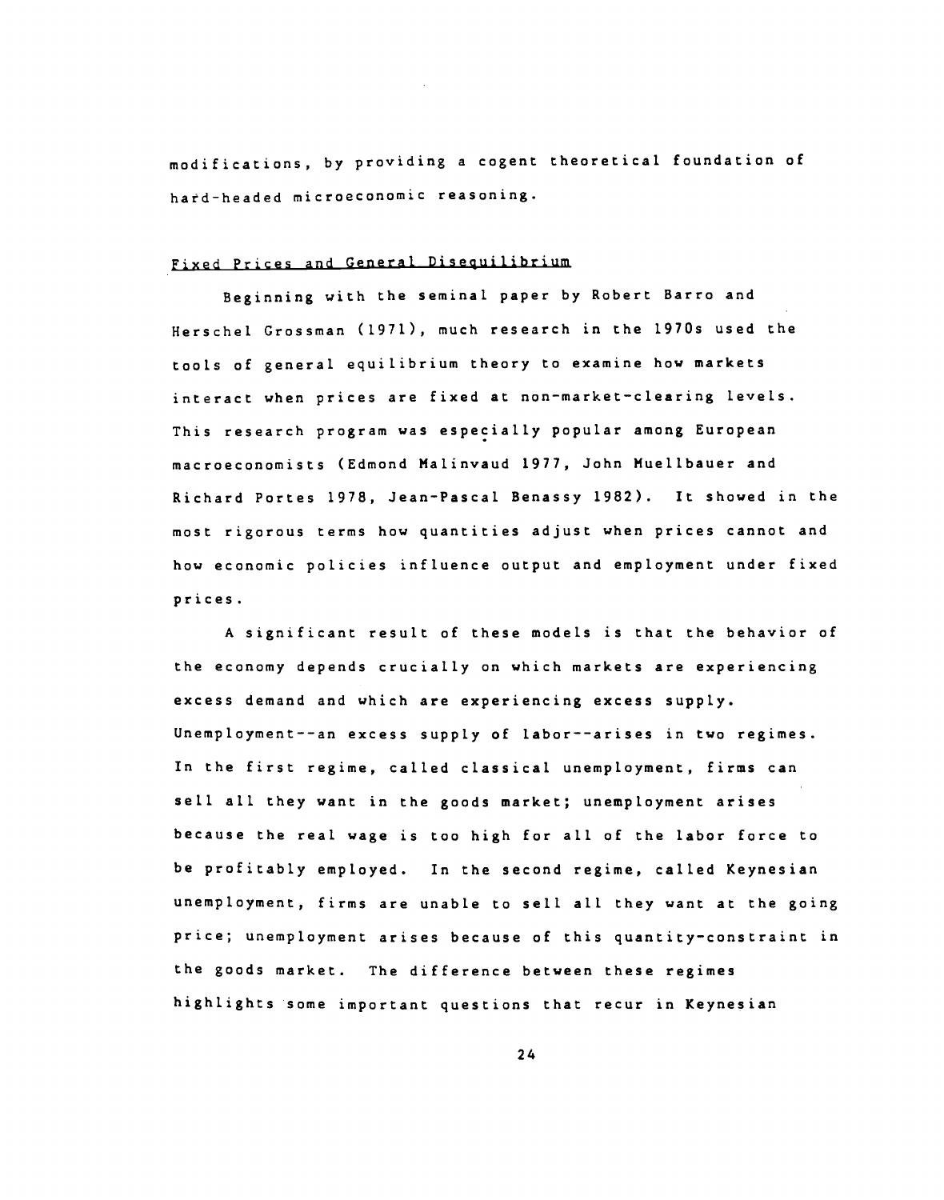modifications, by providing a cogent theoretical foundation of hard-headed microeconomic reasoning.

## Fixed Prices and General Disequilibrium

Beginning with the seminal paper by Robert Barro and Herschel Grossman (1971), much research in the 1970s used the tools of general equilibrium theory to examine how markets interact when prices are fixed at non-market-clearing levels. This research program was especially popular among European macroeconomists (Edmond Malinvaud 1977, John Muellbauer and Richard Portes 1978, Jean-Pascal Benassy 1982). It showed in the most rigorous terms how quantities adjust when prices cannot and how economic policies influence output and employment under fixed prices.

A significant result of these models is that the behavior of the economy depends crucially on which markets are experiencing excess demand and which are experiencing excess supply. Unemployment--an excess supply of labor--arises in two regimes. In the first regime, called classical unemployment, firms can sell all they want in the goods market; unemployment arises because the real wage is too high for all of the labor force to be profitably employed. In the second regime, called Keynesian unemployment, firms are unable to sell all they want at the going price; unemployment arises because of this quantity-constraint in the goods market. The difference between these regimes highlights some important questions that recur in Keynesian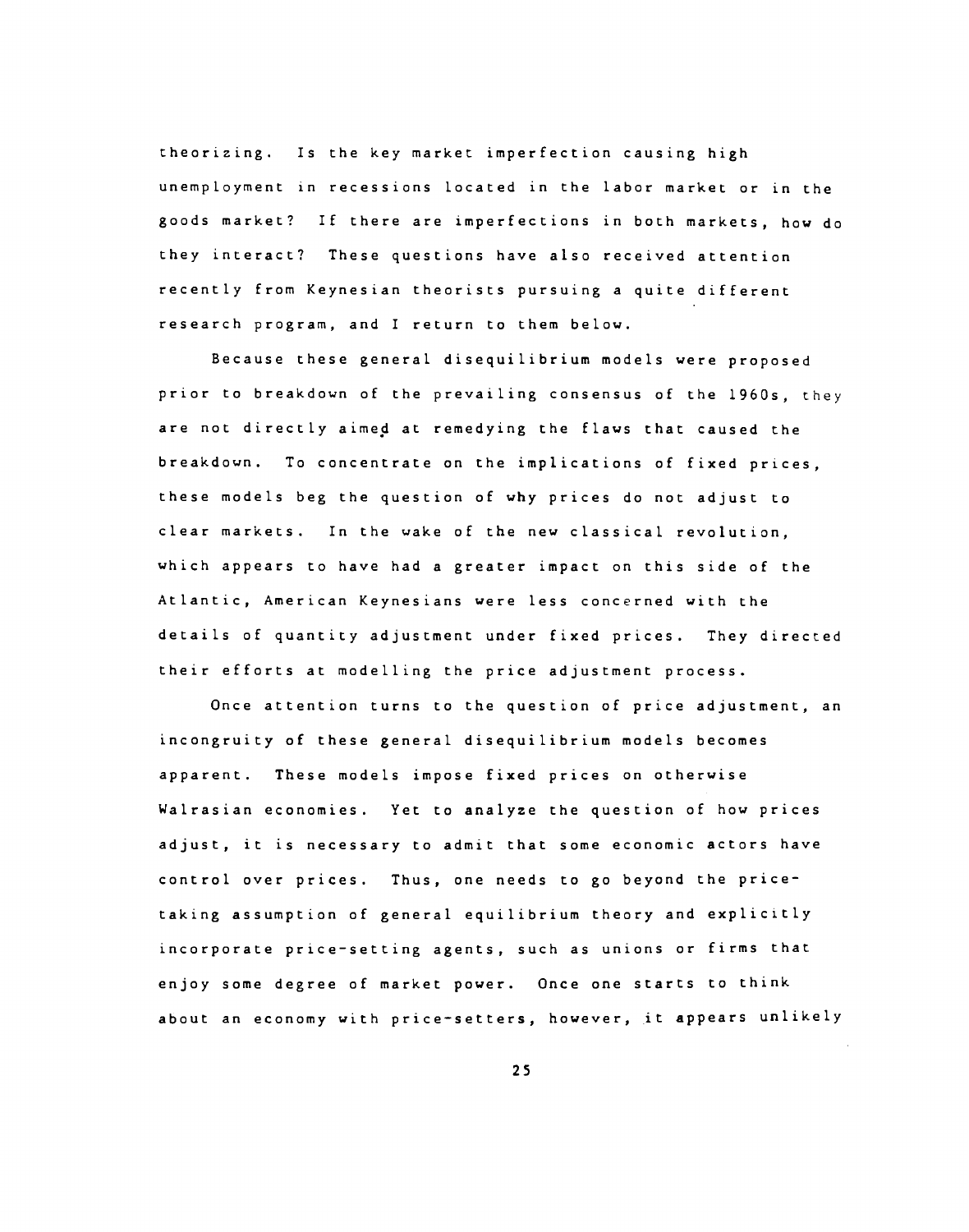theorizing. Is the key market imperfection causing high unemployment in recessions located in the labor market or in the goods market? If there are imperfections in both markets, how do they interact? These questions have also received attention recently from Keynesian theorists pursuing a quite different research program, and I return to them below.

Because these general disequilibrium models were proposed prior to breakdown of the prevailing consensus of the 1960s, they are not directly aimed at remedying the flaws that caused the breakdown. To concentrate on the implications of fixed prices, these models beg the question of why prices do not adjust to clear markets. In the wake of the new classical revolution, which appears to have had a greater impact on this side of the Atlantic, American Keynesians were less concerned with the details of quantity adjustment under fixed prices. They directed their efforts at modelling the price adjustment process.

Once attention turns to the question of price adjustment, an incongruity of these general disequilibrium models becomes apparent. These models impose fixed prices on otherwise Walrasian economies. Yet to analyze the question of how prices adjust, it is necessary to admit that some economic actors have control over prices. Thus, one needs to go beyond the price-taking assumption of general equilibrium theory and explicitly incorporate price-setting agents, such as unions or firms that enjoy some degree of market power. Once one starts to think about an economy with price-setters, however, it appears unlikely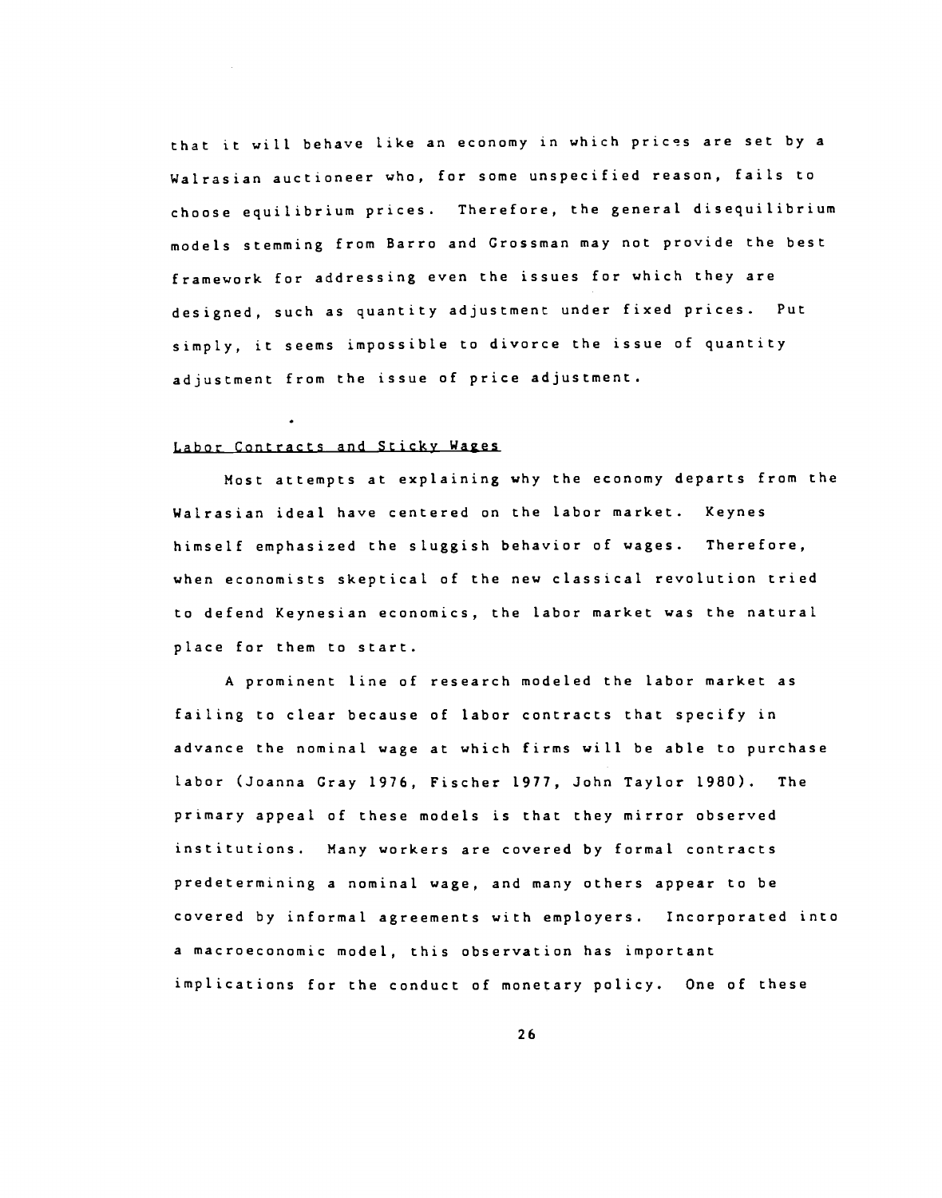that it will behave like an economy in which prices are set by a Walrasian auctioneer who, for some unspecified reason, fails to choose equilibrium prices. Therefore, the general disequilibrium models stemming from Barro and Grossman may not provide the best framework for addressing even the issues for which they are designed, such as quantity adjustment under fixed prices. Put simply, it seems impossible to divorce the issue of quantity adjustment from the issue of price adjustment.

## Labor Contracts and Sticky Wages

Most attempts at explaining why the economy departs from the Walrasian ideal have centered on the labor market. Keynes himself emphasized the sluggish behavior of wages. Therefore, when economists skeptical of the new classical revolution tried to defend Keynesian economics, the labor market was the natural place for them to start.

A prominent line of research modeled the labor market as failing to clear because of labor contracts that specify in advance the nominal wage at which firms will be able to purchase labor (Joanna Gray 1976, Fischer 1977, John Taylor 1980). The primary appeal of these models is that they mirror observed institutions. Many workers are covered by formal contracts predetermining a nominal wage, and many others appear to be covered by informal agreements with employers. Incorporated into a macroeconomic model, this observation has important implications for the conduct of monetary policy. One of these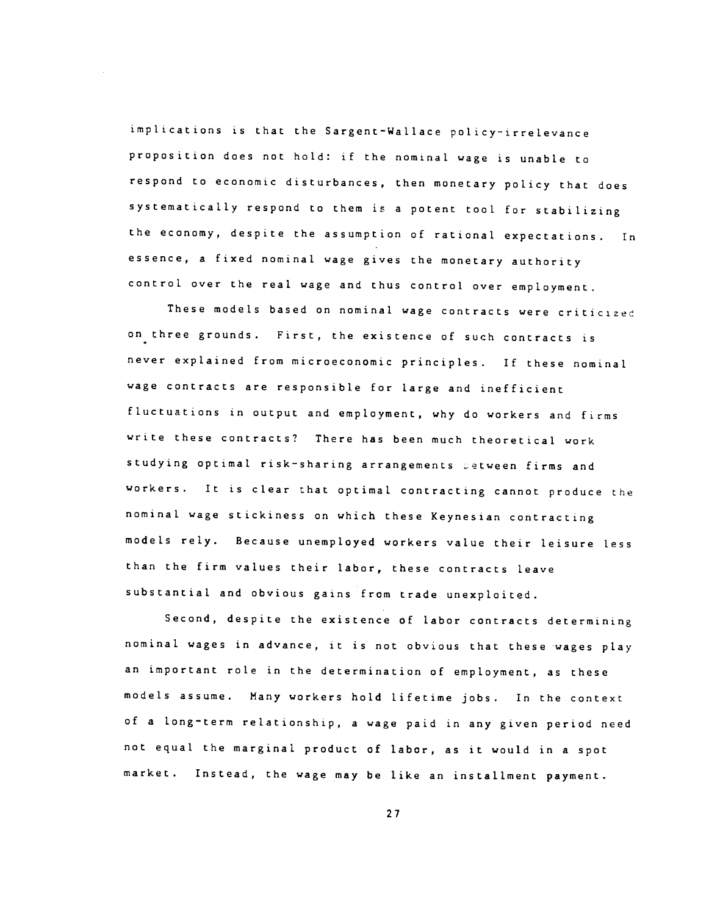implications is that the Sargent-Wallace policy-irrelevance proposition does not hold: if the nominal wage is unable to respond to economic disturbances, then monetary policy that does systematically respond to them is a potent tool for stabilizing the economy, despite the assumption of rational expectations. In essence, a fixed nominal wage gives the monetary authority control over the real wage and thus control over employment.

These models based on nominal wage contracts were criticized on three grounds. First, the existence of such contracts is never explained from microeconomic principles. If these nominal wage contracts are responsible for large and inefficient fluctuations in output and employment, why do workers and firms write these contracts? There has been much theoretical work studying optimal risk-sharing arrangements between firms and workers. It is clear that optimal contracting cannot produce the nominal wage stickiness on which these Keynesian contracting models rely. Because unemployed workers value their leisure less than the firm values their labor, these contracts leave substantial and obvious gains from trade unexploited.

Second, despite the existence of labor contracts determining nominal wages in advance, it is not obvious that these wages play an important role in the determination of employment, as these models assume. Many workers hold lifetime jobs. In the context of a long-term relationship, a wage paid in any given period need not equal the marginal product of labor, as it would in a spot market. Instead, the wage may be like an installment payment.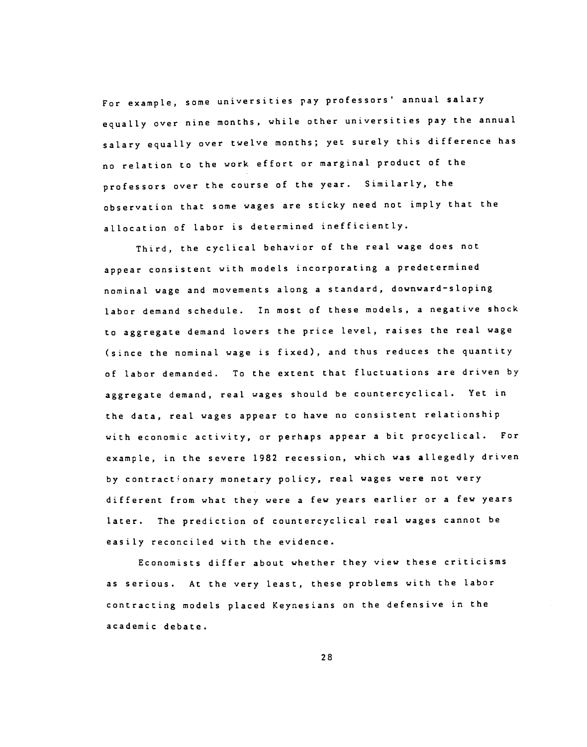For example, some universities pay professors' annual salary equally over nine months, while other universities pay the annual salary equally over twelve months; yet surely this difference has no relation to the work effort or marginal product of the professors over the course of the year. Similarly, the observation that some wages are sticky need not imply that the allocation of labor is determined inefficiently.

Third, the cyclical behavior of the real wage does not appear consistent with models incorporating a predetermined nominal wage and movements along a standard, downward-sloping labor demand schedule. In most of these models, a negative shock to aggregate demand lowers the price level, raises the real wage (since the nominal wage is fixed), and thus reduces the quantity of labor demanded. To the extent that fluctuations are driven by aggregate demand, real wages should be countercyclical. Yet in the data, real wages appear to have no consistent relationship with economic activity, or perhaps appear a bit procyclical. For example, in the severe 1982 recession, which was allegedly driven by contractionary monetary policy, real wages were not very different from what they were a few years earlier or a few years later. The prediction of countercyclical real wages cannot be easily reconciled with the evidence.

Economists differ about whether they view these criticisms as serious. At the very least, these problems with the labor contracting models placed Keynesians on the defensive in the academic debate.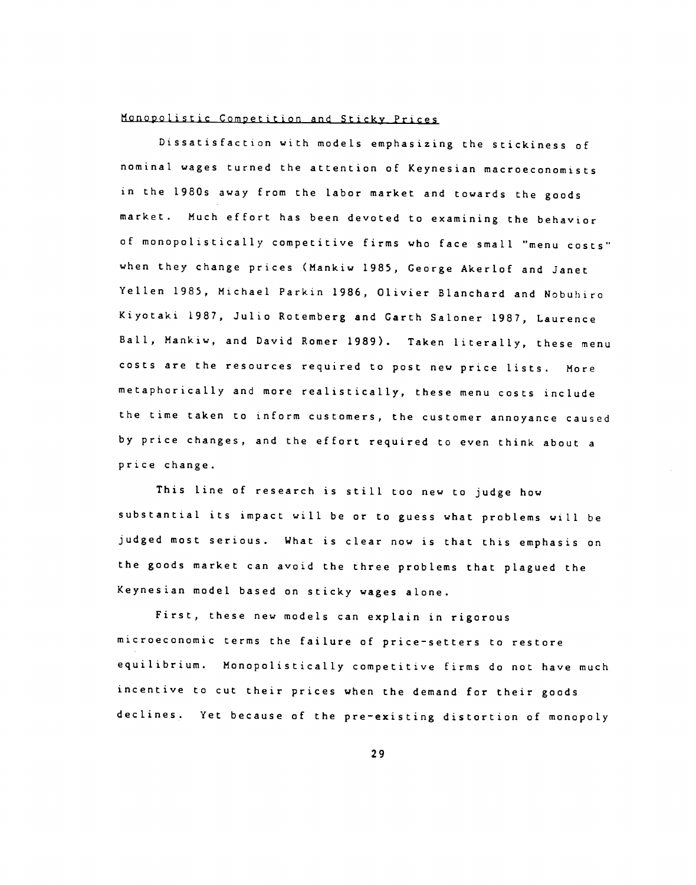## Monopolistic Competition and Sticky Prices

Dissatisfaction with models emphasizing the stickiness of nominal wages turned the attention of Keynesian macroeconomists in the 1980s away from the labor market and towards the goods market. Much effort has been devoted to examining the behavior of monopolistically competitive firms who face small "menu costs" when they change prices (Mankiw 1985, George Akerlof and Janet Yellen 1985, Michael Parkin 1986, Olivier Blanchard and Nobuhiro Kiyotaki 1987, Julio Rotemberg and Garth Saloner 1987, Laurence Ball, Mankiw, and David Romer 1989). Taken literally, these menu costs are the resources required to post new price lists. More metaphorically and more realistically, these menu costs include the time taken to inform customers, the customer annoyance caused by price changes, and the effort required to even think about a price change.

This line of research is still too new to judge how substantial its impact will be or to guess what problems will be judged most serious. What is clear now is that this emphasis on the goods market can avoid the three problems that plagued the Keynesian model based on sticky wages alone.

First, these new models can explain in rigorous microeconomic terms the failure of price-setters to restore equilibrium. Monopolistically competitive firms do not have much incentive to cut their prices when the demand for their goods declines. Yet because of the pre-existing distortion of monopoly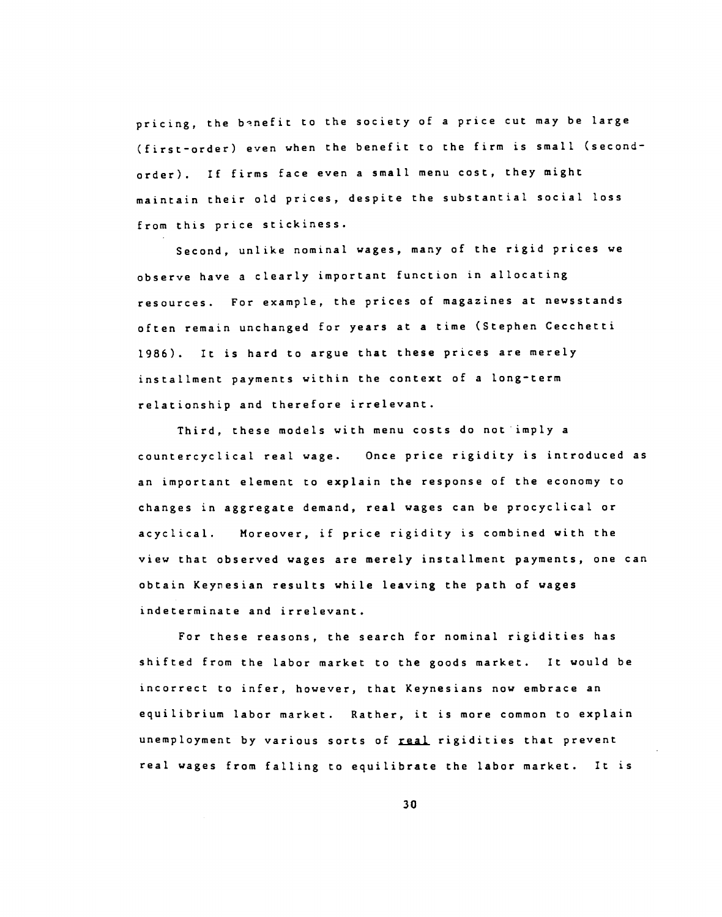pricing, the benefit to the society of a price cut may be large (first-order) even when the benefit to the firm is small (second-order). If firms face even a small menu cost, they might maintain their old prices, despite the substantial social loss from this price stickiness.

Second, unlike nominal wages, many of the rigid prices we observe have a clearly important function in allocating resources. For example, the prices of magazines at newsstands often remain unchanged for years at a time (Stephen Cecchetti 1986). It is hard to argue that these prices are merely installment payments within the context of a long-term relationship and therefore irrelevant.

Third, these models with menu costs do not imply a countercyclical real wage. Once price rigidity is introduced as an important element to explain the response of the economy to changes in aggregate demand, real wages can be procyclical or acyclical. Moreover, if price rigidity is combined with the view that observed wages are merely installment payments, one can obtain Keynesian results while leaving the path of wages indeterminate and irrelevant.

For these reasons, the search for nominal rigidities has shifted from the labor market to the goods market. It would be incorrect to infer, however, that Keynesians now embrace an equilibrium labor market. Rather, it is more common to explain unemployment by various sorts of _real_ rigidities that prevent real wages from falling to equilibrate the labor market. It is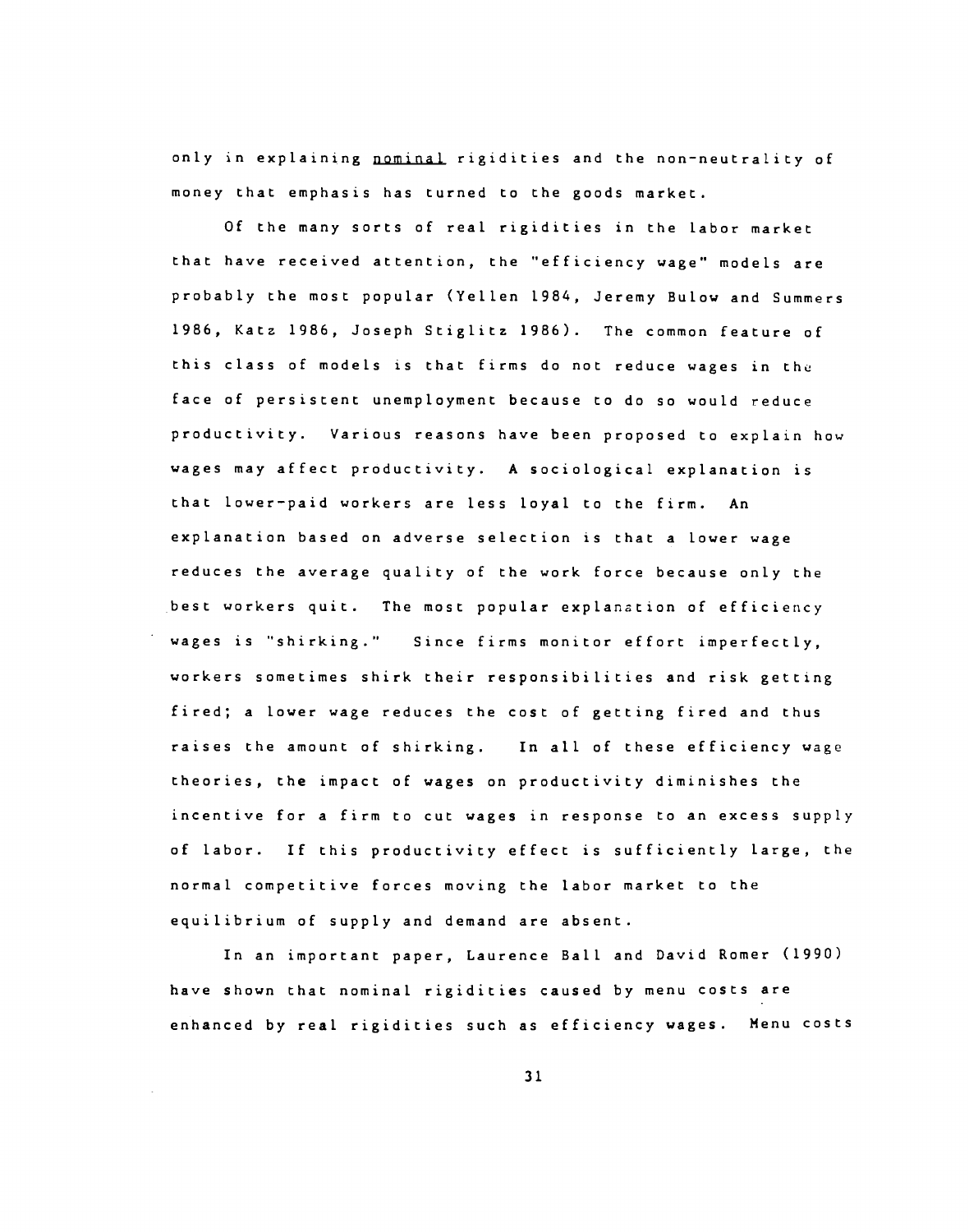only in explaining nominal rigidities and the non-neutrality of money that emphasis has turned to the goods market.

Of the many sorts of real rigidities in the labor market that have received attention, the "efficiency wage" models are probably the most popular (Yellen 1984, Jeremy Bulow and Summers 1986, Katz 1986, Joseph Stiglitz 1986). The common feature of this class of models is that firms do not reduce wages in the face of persistent unemployment because to do so would reduce productivity. Various reasons have been proposed to explain how wages may affect productivity. A sociological explanation is that lower-paid workers are less loyal to the firm. An explanation based on adverse selection is that a lower wage reduces the average quality of the work force because only the best workers quit. The most popular explanation of efficiency wages is "shirking." Since firms monitor effort imperfectly, workers sometimes shirk their responsibilities and risk getting fired; a lower wage reduces the cost of getting fired and thus raises the amount of shirking. In all of these efficiency wage theories, the impact of wages on productivity diminishes the incentive for a firm to cut wages in response to an excess supply of labor. If this productivity effect is sufficiently large, the normal competitive forces moving the labor market to the equilibrium of supply and demand are absent.

In an important paper, Laurence Ball and David Romer (1990) have shown that nominal rigidities caused by menu costs are enhanced by real rigidities such as efficiency wages. Menu costs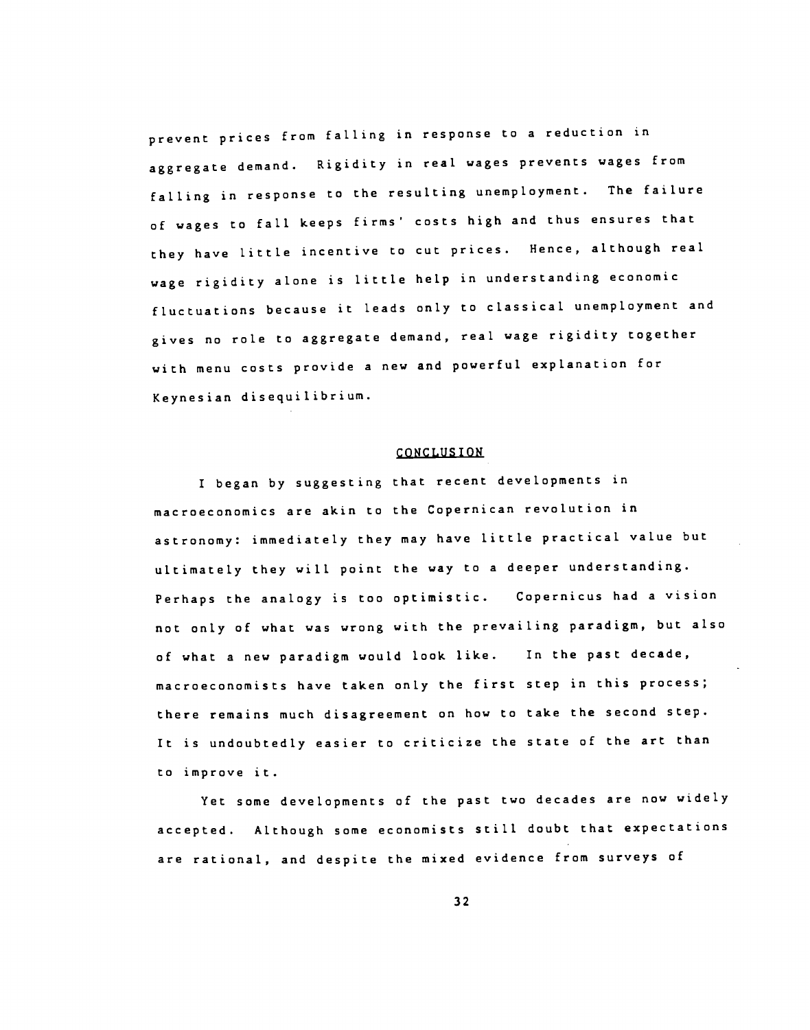prevent prices from falling in response to a reduction in aggregate demand. Rigidity in real wages prevents wages from falling in response to the resulting unemployment. The failure of wages to fall keeps firms' costs high and thus ensures that they have little incentive to cut prices. Hence, although real wage rigidity alone is little help in understanding economic fluctuations because it leads only to classical unemployment and gives no role to aggregate demand, real wage rigidity together with menu costs provide a new and powerful explanation for Keynesian disequilibrium.

## CONCLUSION

I began by suggesting that recent developments in macroeconomics are akin to the Copernican revolution in astronomy: immediately they may have little practical value but ultimately they will point the way to a deeper understanding. Perhaps the analogy is too optimistic. Copernicus had a vision not only of what was wrong with the prevailing paradigm, but also of what a new paradigm would look like. In the past decade, macroeconomists have taken only the first step in this process; there remains much disagreement on how to take the second step. It is undoubtedly easier to criticize the state of the art than to improve it.

Yet some developments of the past two decades are now widely accepted. Although some economists still doubt that expectations are rational, and despite the mixed evidence from surveys of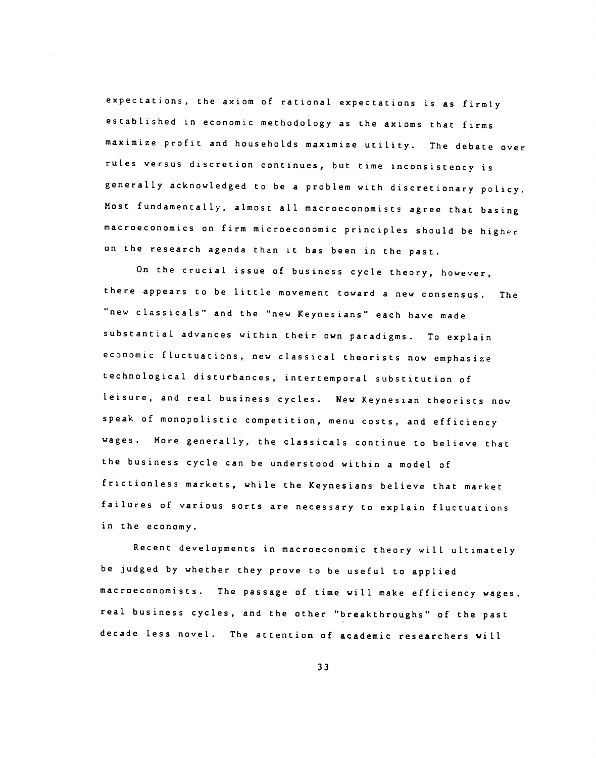expectations, the axiom of rational expectations is as firmly established in economic methodology as the axioms that firms maximize profit and households maximize utility. The debate over rules versus discretion continues, but time inconsistency is generally acknowledged to be a problem with discretionary policy. Most fundamentally, almost all macroeconomists agree that basing macroeconomics on firm microeconomic principles should be higher on the research agenda than it has been in the past.

On the crucial issue of business cycle theory, however, there appears to be little movement toward a new consensus. The "new classicals" and the "new Keynesians" each have made substantial advances within their own paradigms. To explain economic fluctuations, new classical theorists now emphasize technological disturbances, intertemporal substitution of leisure, and real business cycles. New Keynesian theorists now speak of monopolistic competition, menu costs, and efficiency wages. More generally, the classicals continue to believe that the business cycle can be understood within a model of frictionless markets, while the Keynesians believe that market failures of various sorts are necessary to explain fluctuations in the economy.

Recent developments in macroeconomic theory will ultimately be judged by whether they prove to be useful to applied macroeconomists. The passage of time will make efficiency wages, real business cycles, and the other "breakthroughs" of the past decade less novel. The attention of academic researchers will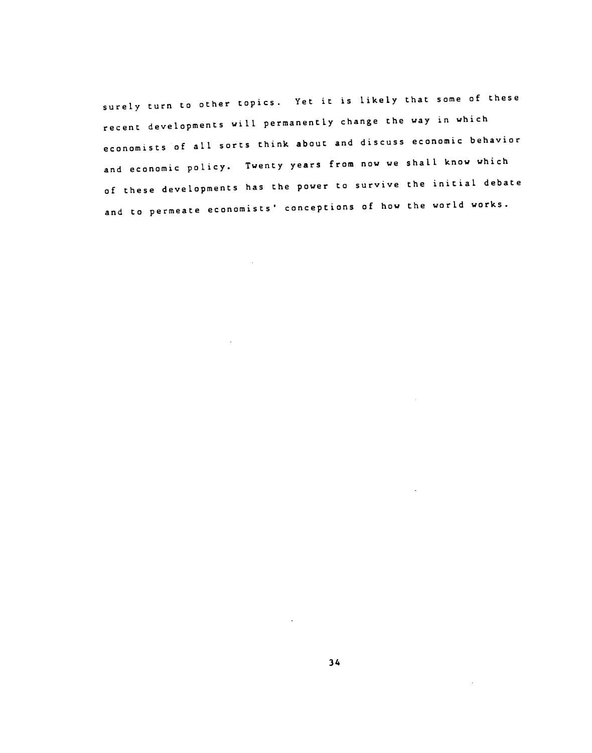surely turn to other topics. Yet it is likely that some of these recent developments will permanently change the way in which economists of all sorts think about and discuss economic behavior and economic policy. Twenty years from now we shall know which of these developments has the power to survive the initial debate and to permeate economists' conceptions of how the world works.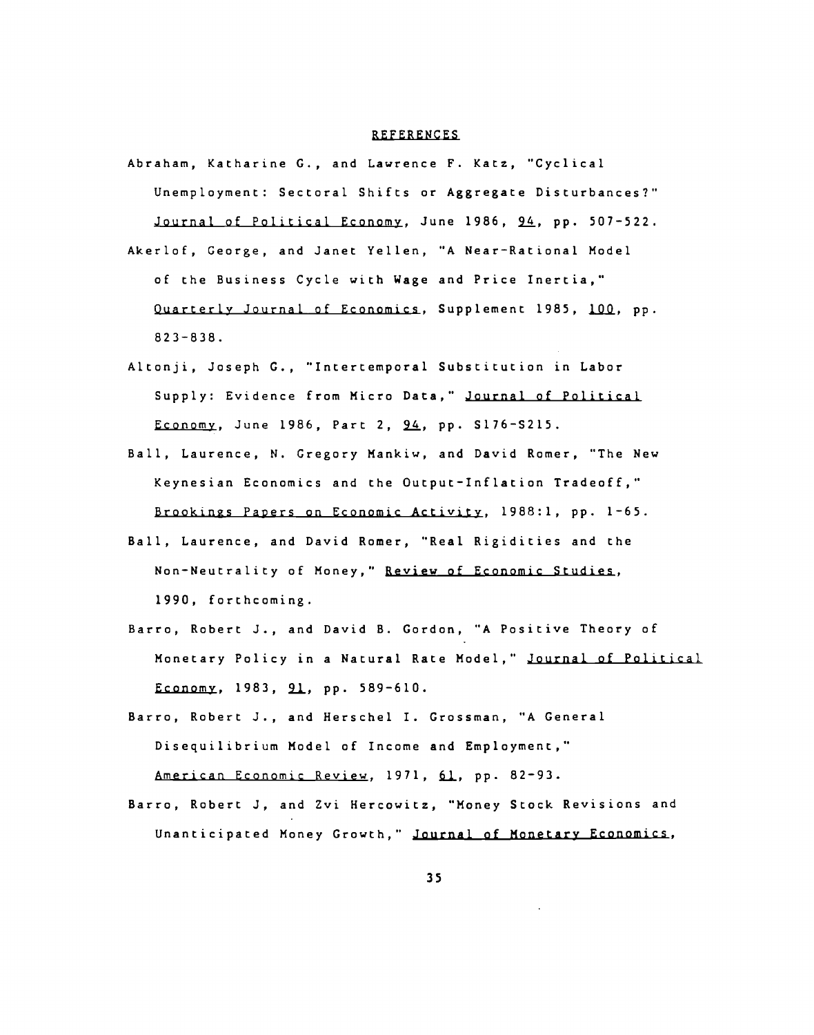## REFERENCES

Abraham, Katharine G., and Lawrence F. Katz, "Cyclical Unemployment: Sectoral Shifts or Aggregate Disturbances?" Journal of Political Economy, June 1986, 94, pp. 507-522.

Akerlof, George, and Janet Yellen, "A Near-Rational Model of the Business Cycle with Wage and Price Inertia," Quarterly Journal of Economics, Supplement 1985, 100, pp. 823-838.

Altonji, Joseph G., "Intertemporal Substitution in Labor Supply: Evidence from Micro Data," Journal of Political Economy, June 1986, Part 2, 94, pp. S176-S215.

Ball, Laurence, N. Gregory Mankiw, and David Romer, "The New Keynesian Economics and the Output-Inflation Tradeoff," Brookings Papers on Economic Activity, 1988:1, pp. 1-65.

Ball, Laurence, and David Romer, "Real Rigidities and the Non-Neutrality of Money," Review of Economic Studies, 1990, forthcoming.

Barro, Robert J., and David B. Gordon, "A Positive Theory of Monetary Policy in a Natural Rate Model," Journal of Political Economy, 1983, 91, pp. 589-610.

Barro, Robert J., and Herschel I. Grossman, "A General Disequilibrium Model of Income and Employment," American Economic Review, 1971, 61, pp. 82-93.

Barro, Robert J, and Zvi Hercowitz, "Money Stock Revisions and Unanticipated Money Growth," Journal of Monetary Economics,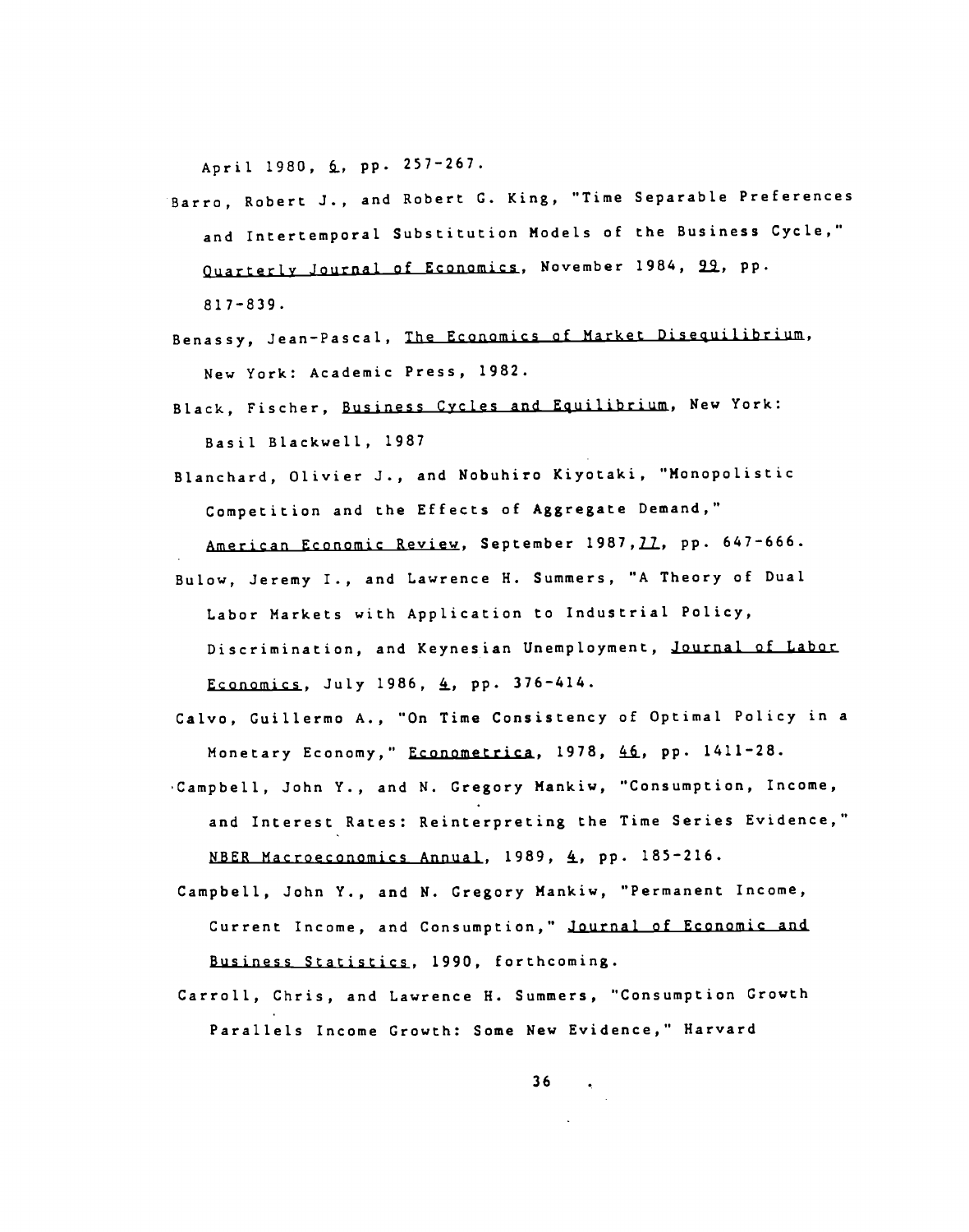April 1980, 6, pp. 257-267.

Barro, Robert J., and Robert G. King, "Time Separable Preferences and Intertemporal Substitution Models of the Business Cycle," Quarterly Journal of Economics, November 1984, 99, pp. 817-839.

Benassy, Jean-Pascal, The Economics of Market Disequilibrium, New York: Academic Press, 1982.

Black, Fischer, Business Cycles and Equilibrium, New York: Basil Blackwell, 1987

Blanchard, Olivier J., and Nobuhiro Kiyotaki, "Monopolistic Competition and the Effects of Aggregate Demand," American Economic Review, September 1987, 77, pp. 647-666.

Bulow, Jeremy I., and Lawrence H. Summers, "A Theory of Dual Labor Markets with Application to Industrial Policy, Discrimination, and Keynesian Unemployment, Journal of Labor Economics, July 1986, 4, pp. 376-414.

Calvo, Guillermo A., "On Time Consistency of Optimal Policy in a Monetary Economy," Econometrica, 1978, 46, pp. 1411-28.

Campbell, John Y., and N. Gregory Mankiw, "Consumption, Income, and Interest Rates: Reinterpreting the Time Series Evidence," NBER Macroeconomics Annual, 1989, 4, pp. 185-216.

Campbell, John Y., and N. Gregory Mankiw, "Permanent Income, Current Income, and Consumption," Journal of Economic and Business Statistics, 1990, forthcoming.

Carroll, Chris, and Lawrence H. Summers, "Consumption Growth Parallels Income Growth: Some New Evidence," Harvard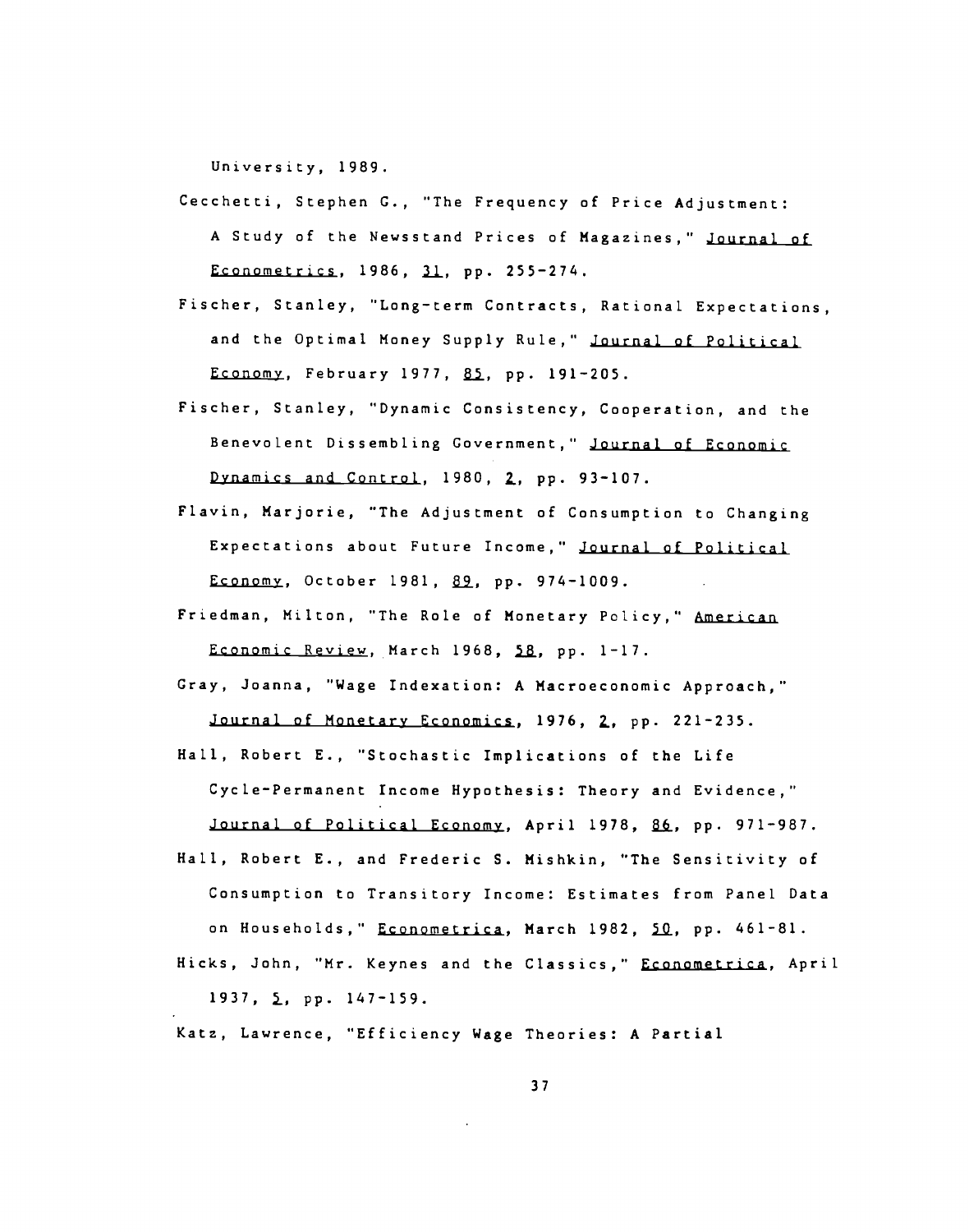University, 1989.

Cecchetti, Stephen G., "The Frequency of Price Adjustment: A Study of the Newsstand Prices of Magazines," Journal of Econometrics, 1986, 31, pp. 255-274.

Fischer, Stanley, "Long-term Contracts, Rational Expectations, and the Optimal Money Supply Rule," Journal of Political Economy, February 1977, 85, pp. 191-205.

Fischer, Stanley, "Dynamic Consistency, Cooperation, and the Benevolent Dissembling Government," Journal of Economic Dynamics and Control, 1980, 2, pp. 93-107.

Flavin, Marjorie, "The Adjustment of Consumption to Changing Expectations about Future Income," Journal of Political Economy, October 1981, 89, pp. 974-1009.

Friedman, Milton, "The Role of Monetary Policy," American Economic Review, March 1968, 58, pp. 1-17.

Gray, Joanna, "Wage Indexation: A Macroeconomic Approach," Journal of Monetary Economics, 1976, 2, pp. 221-235.

Hall, Robert E., "Stochastic Implications of the Life Cycle-Permanent Income Hypothesis: Theory and Evidence," Journal of Political Economy, April 1978, 86, pp. 971-987.

Hall, Robert E., and Frederic S. Mishkin, "The Sensitivity of Consumption to Transitory Income: Estimates from Panel Data on Households," Econometrica, March 1982, 50, pp. 461-81.

Hicks, John, "Mr. Keynes and the Classics," Econometrica, April 1937, 5, pp. 147-159.

Katz, Lawrence, "Efficiency Wage Theories: A Partial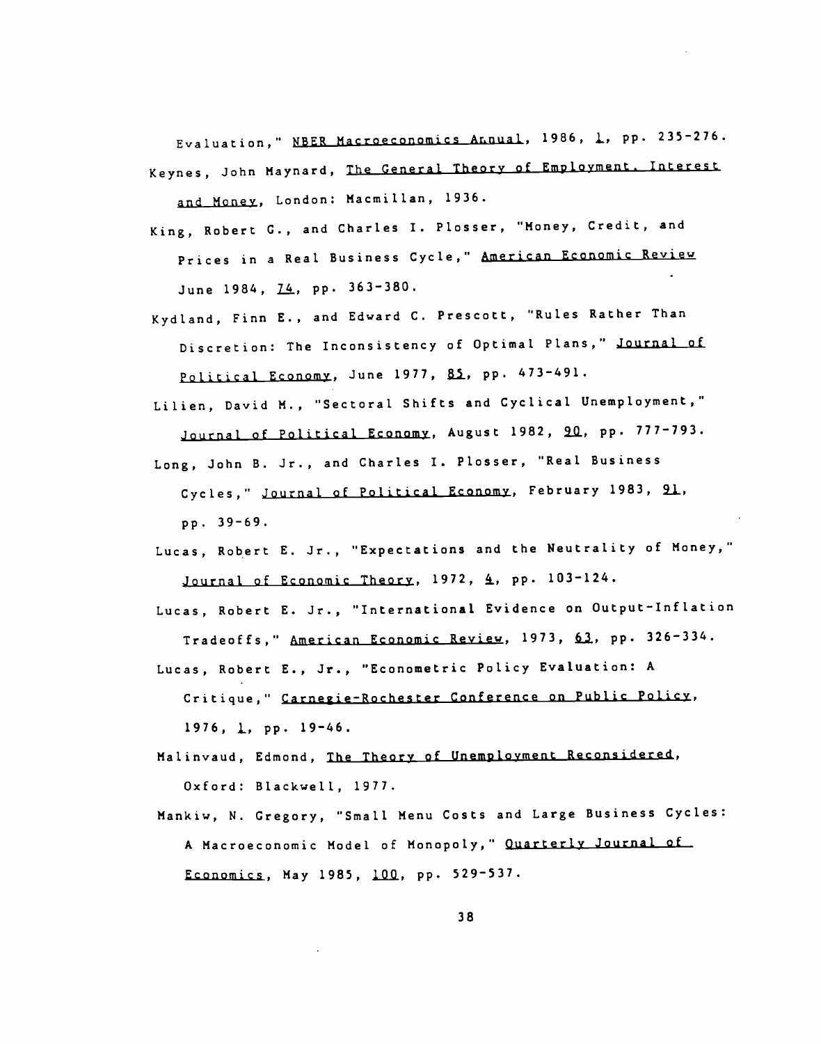Evaluation," _NBER Macroeconomics Annual_, 1986, _1_, pp. 235-276.

Keynes, John Maynard, _The General Theory of Employment, Interest and Money_, London: Macmillan, 1936.

King, Robert G., and Charles I. Plosser, "Money, Credit, and Prices in a Real Business Cycle," _American Economic Review_ June 1984, _74_, pp. 363-380.

Kydland, Finn E., and Edward C. Prescott, "Rules Rather Than Discretion: The Inconsistency of Optimal Plans," _Journal of Political Economy_, June 1977, _85_, pp. 473-491.

Lilien, David M., "Sectoral Shifts and Cyclical Unemployment," _Journal of Political Economy_, August 1982, _90_, pp. 777-793.

Long, John B. Jr., and Charles I. Plosser, "Real Business Cycles," _Journal of Political Economy_, February 1983, _91_, pp. 39-69.

Lucas, Robert E. Jr., "Expectations and the Neutrality of Money," _Journal of Economic Theory_, 1972, _4_, pp. 103-124.

Lucas, Robert E. Jr., "International Evidence on Output-Inflation Tradeoffs," _American Economic Review_, 1973, _63_, pp. 326-334.

Lucas, Robert E., Jr., "Econometric Policy Evaluation: A Critique," _Carnegie-Rochester Conference on Public Policy_, 1976, _1_, pp. 19-46.

Malinvaud, Edmond, _The Theory of Unemployment Reconsidered_, Oxford: Blackwell, 1977.

Mankiw, N. Gregory, "Small Menu Costs and Large Business Cycles: A Macroeconomic Model of Monopoly," _Quarterly Journal of Economics_, May 1985, _100_, pp. 529-537.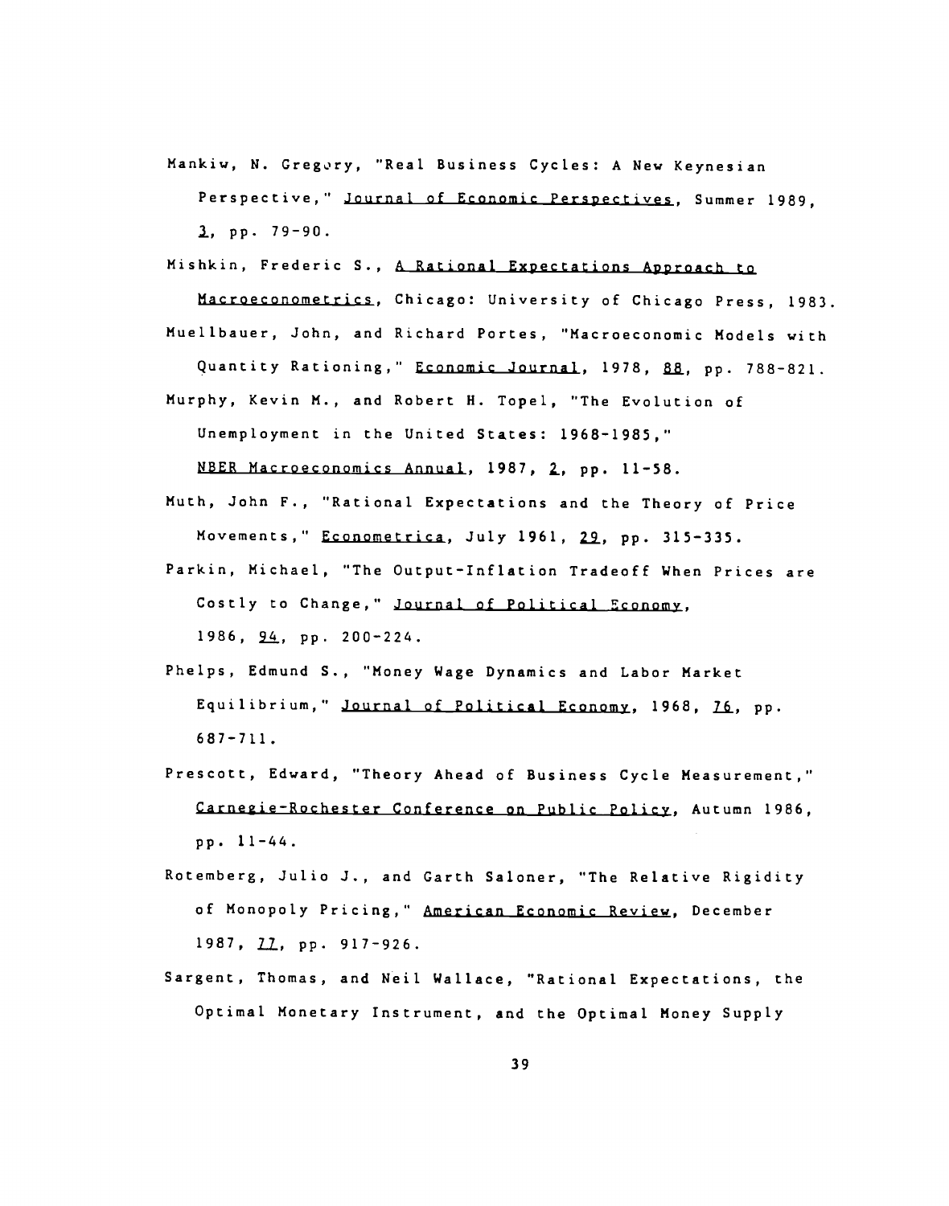Mankiw, N. Gregory, "Real Business Cycles: A New Keynesian Perspective," _Journal of Economic Perspectives_, Summer 1989, _3_, pp. 79-90.

Mishkin, Frederic S., _A Rational Expectations Approach to Macroeconometrics_, Chicago: University of Chicago Press, 1983.

Muellbauer, John, and Richard Portes, "Macroeconomic Models with Quantity Rationing," _Economic Journal_, 1978, _88_, pp. 788-821.

Murphy, Kevin M., and Robert H. Topel, "The Evolution of Unemployment in the United States: 1968-1985," _NBER Macroeconomics Annual_, 1987, _2_, pp. 11-58.

Muth, John F., "Rational Expectations and the Theory of Price Movements," _Econometrica_, July 1961, _29_, pp. 315-335.

Parkin, Michael, "The Output-Inflation Tradeoff When Prices are Costly to Change," _Journal of Political Economy_, 1986, _94_, pp. 200-224.

Phelps, Edmund S., "Money Wage Dynamics and Labor Market Equilibrium," _Journal of Political Economy_, 1968, _76_, pp. 687-711.

Prescott, Edward, "Theory Ahead of Business Cycle Measurement," _Carnegie-Rochester Conference on Public Policy_, Autumn 1986, pp. 11-44.

Rotemberg, Julio J., and Garth Saloner, "The Relative Rigidity of Monopoly Pricing," _American Economic Review_, December 1987, _77_, pp. 917-926.

Sargent, Thomas, and Neil Wallace, "Rational Expectations, the Optimal Monetary Instrument, and the Optimal Money Supply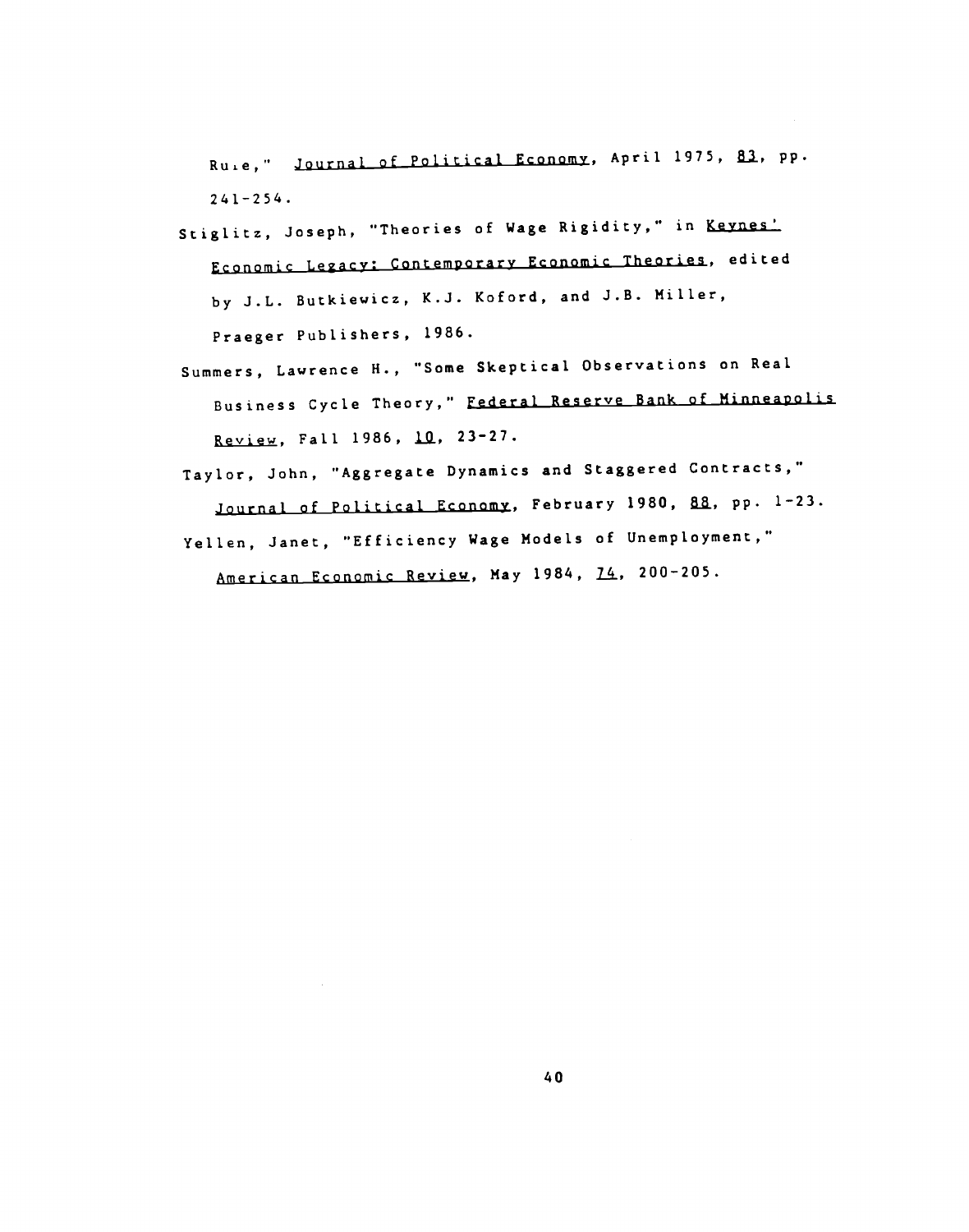Rule," Journal of Political Economy, April 1975, 83, pp. 241-254.

Stiglitz, Joseph, "Theories of Wage Rigidity," in Keynes' Economic Legacy: Contemporary Economic Theories, edited by J.L. Butkiewicz, K.J. Koford, and J.B. Miller, Praeger Publishers, 1986.

Summers, Lawrence H., "Some Skeptical Observations on Real Business Cycle Theory," Federal Reserve Bank of Minneapolis Review, Fall 1986, 10, 23-27.

Taylor, John, "Aggregate Dynamics and Staggered Contracts," Journal of Political Economy, February 1980, 88, pp. 1-23.

Yellen, Janet, "Efficiency Wage Models of Unemployment," American Economic Review, May 1984, 74, 200-205.